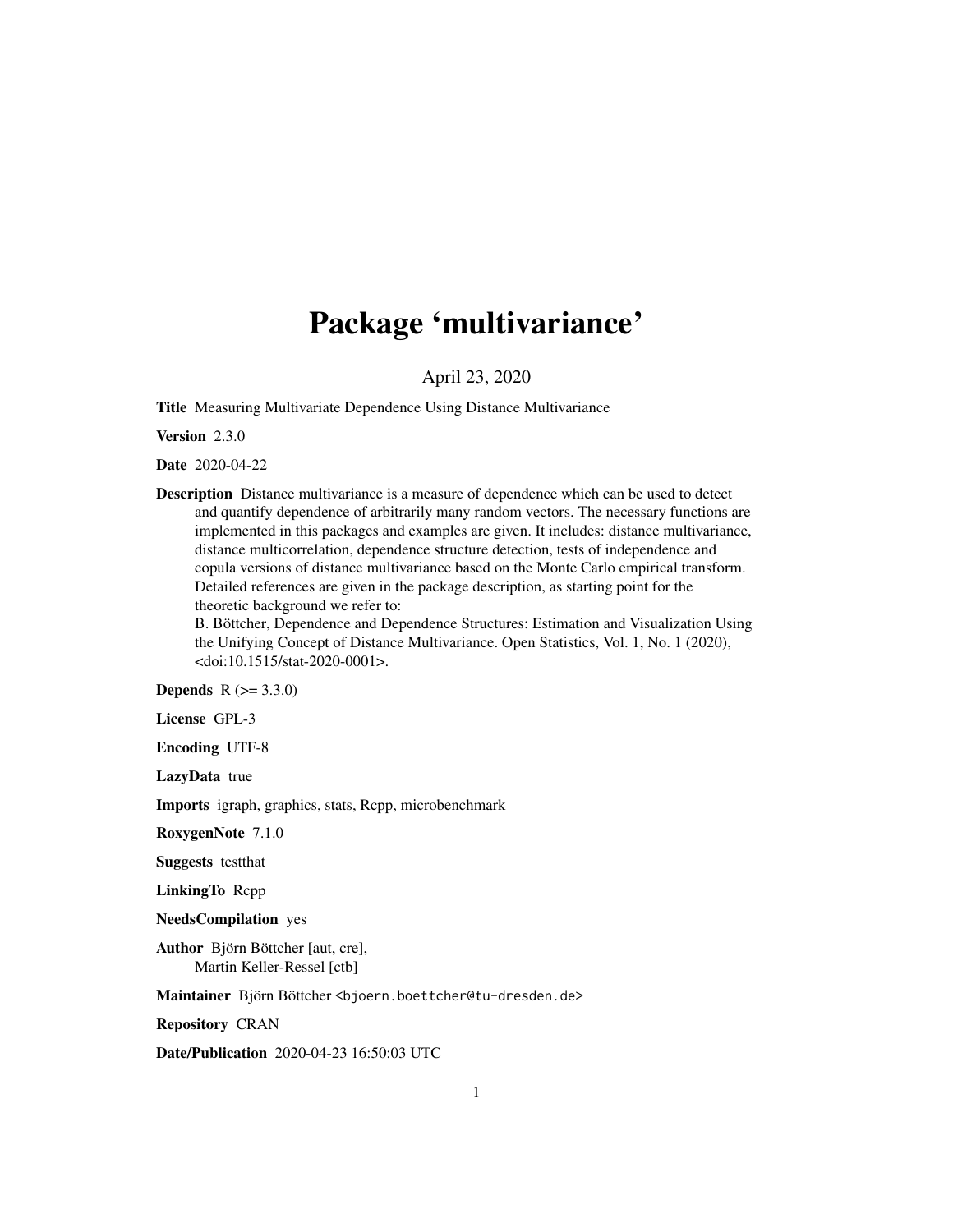# Package 'multivariance'

April 23, 2020

**Title** Measuring Multivariate Dependence Using Distance Multivariance

**Version** 2.3.0

**Date** 2020-04-22

**Description** Distance multivariance is a measure of dependence which can be used to detect and quantify dependence of arbitrarily many random vectors. The necessary functions are implemented in this packages and examples are given. It includes: distance multivariance, distance multicorrelation, dependence structure detection, tests of independence and copula versions of distance multivariance based on the Monte Carlo empirical transform. Detailed references are given in the package description, as starting point for the theoretic background we refer to:
B. Böttcher, Dependence and Dependence Structures: Estimation and Visualization Using the Unifying Concept of Distance Multivariance. Open Statistics, Vol. 1, No. 1 (2020), <doi:10.1515/stat-2020-0001>.

**Depends** R (>= 3.3.0)

**License** GPL-3

**Encoding** UTF-8

**LazyData** true

**Imports** igraph, graphics, stats, Rcpp, microbenchmark

**RoxygenNote** 7.1.0

**Suggests** testthat

**LinkingTo** Rcpp

**NeedsCompilation** yes

**Author** Björn Böttcher [aut, cre],
Martin Keller-Ressel [ctb]

**Maintainer** Björn Böttcher <bjoern.boettcher@tu-dresden.de>

**Repository** CRAN

**Date/Publication** 2020-04-23 16:50:03 UTC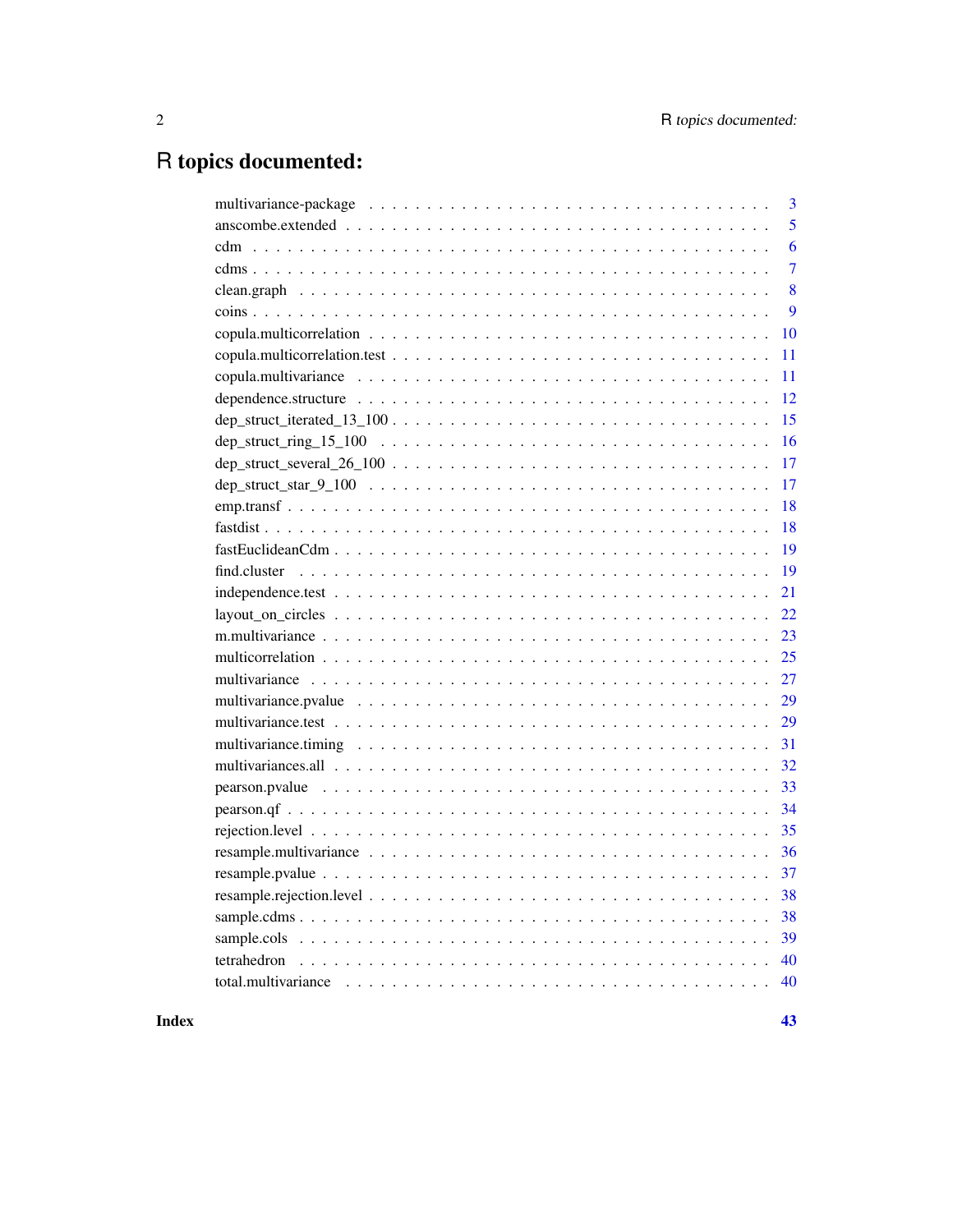# R topics documented:

| | |
|---|---|
| multivariance-package | 3 |
| anscombe.extended | 5 |
| cdm | 6 |
| cdms | 7 |
| clean.graph | 8 |
| coins | 9 |
| copula.multicorrelation | 10 |
| copula.multicorrelation.test | 11 |
| copula.multivariance | 11 |
| dependence.structure | 12 |
| dep_struct_iterated_13_100 | 15 |
| dep_struct_ring_15_100 | 16 |
| dep_struct_several_26_100 | 17 |
| dep_struct_star_9_100 | 17 |
| emp.transf | 18 |
| fastdist | 18 |
| fastEuclideanCdm | 19 |
| find.cluster | 19 |
| independence.test | 21 |
| layout_on_circles | 22 |
| m.multivariance | 23 |
| multicorrelation | 25 |
| multivariance | 27 |
| multivariance.pvalue | 29 |
| multivariance.test | 29 |
| multivariance.timing | 31 |
| multivariances.all | 32 |
| pearson.pvalue | 33 |
| pearson.qf | 34 |
| rejection.level | 35 |
| resample.multivariance | 36 |
| resample.pvalue | 37 |
| resample.rejection.level | 38 |
| sample.cdms | 38 |
| sample.cols | 39 |
| tetrahedron | 40 |
| total.multivariance | 40 |

**Index** **43**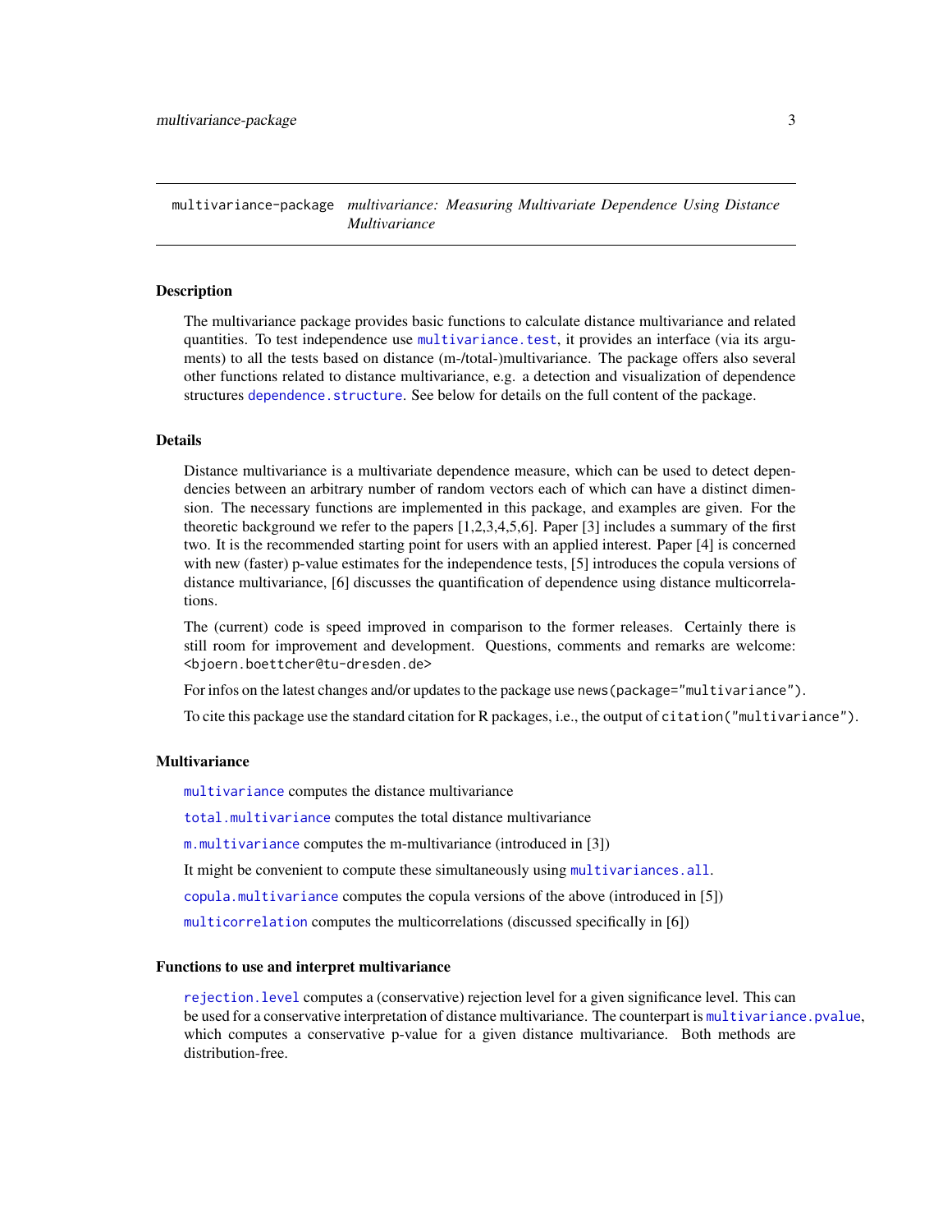multivariance-package *multivariance: Measuring Multivariate Dependence Using Distance Multivariance*

## Description

The multivariance package provides basic functions to calculate distance multivariance and related quantities. To test independence use `multivariance.test`, it provides an interface (via its arguments) to all the tests based on distance (m-/total-)multivariance. The package offers also several other functions related to distance multivariance, e.g. a detection and visualization of dependence structures `dependence.structure`. See below for details on the full content of the package.

## Details

Distance multivariance is a multivariate dependence measure, which can be used to detect dependencies between an arbitrary number of random vectors each of which can have a distinct dimension. The necessary functions are implemented in this package, and examples are given. For the theoretic background we refer to the papers [1,2,3,4,5,6]. Paper [3] includes a summary of the first two. It is the recommended starting point for users with an applied interest. Paper [4] is concerned with new (faster) p-value estimates for the independence tests, [5] introduces the copula versions of distance multivariance, [6] discusses the quantification of dependence using distance multicorrelations.

The (current) code is speed improved in comparison to the former releases. Certainly there is still room for improvement and development. Questions, comments and remarks are welcome: <bjoern.boettcher@tu-dresden.de>

For infos on the latest changes and/or updates to the package use `news(package="multivariance")`.

To cite this package use the standard citation for R packages, i.e., the output of `citation("multivariance")`.

## Multivariance

`multivariance` computes the distance multivariance

`total.multivariance` computes the total distance multivariance

`m.multivariance` computes the m-multivariance (introduced in [3])

It might be convenient to compute these simultaneously using `multivariances.all`.

`copula.multivariance` computes the copula versions of the above (introduced in [5])

`multicorrelation` computes the multicorrelations (discussed specifically in [6])

## Functions to use and interpret multivariance

`rejection.level` computes a (conservative) rejection level for a given significance level. This can be used for a conservative interpretation of distance multivariance. The counterpart is `multivariance.pvalue`, which computes a conservative p-value for a given distance multivariance. Both methods are distribution-free.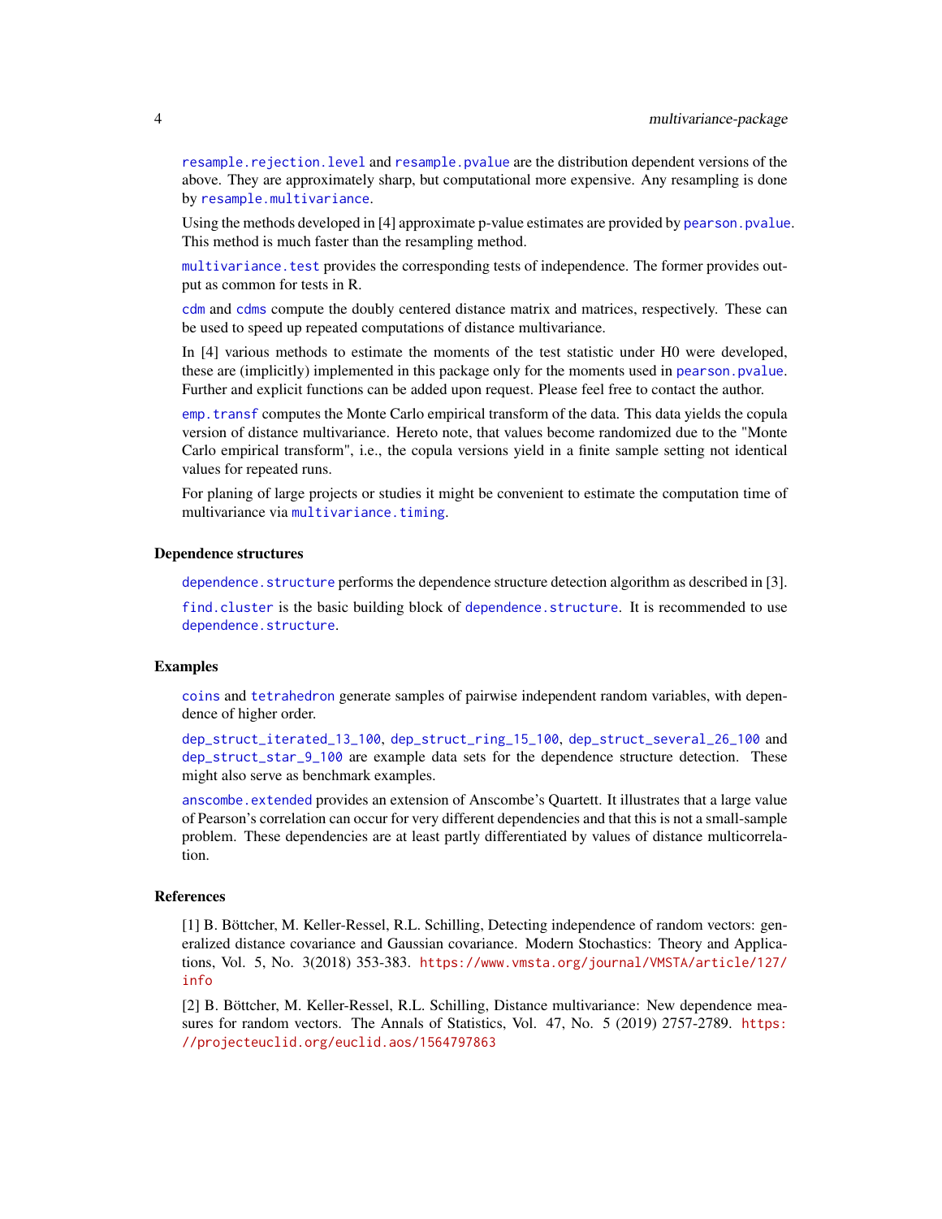resample.rejection.level and resample.pvalue are the distribution dependent versions of the above. They are approximately sharp, but computational more expensive. Any resampling is done by resample.multivariance.

Using the methods developed in [4] approximate p-value estimates are provided by pearson.pvalue. This method is much faster than the resampling method.

multivariance.test provides the corresponding tests of independence. The former provides output as common for tests in R.

cdm and cdms compute the doubly centered distance matrix and matrices, respectively. These can be used to speed up repeated computations of distance multivariance.

In [4] various methods to estimate the moments of the test statistic under H0 were developed, these are (implicitly) implemented in this package only for the moments used in pearson.pvalue. Further and explicit functions can be added upon request. Please feel free to contact the author.

emp.transf computes the Monte Carlo empirical transform of the data. This data yields the copula version of distance multivariance. Hereto note, that values become randomized due to the "Monte Carlo empirical transform", i.e., the copula versions yield in a finite sample setting not identical values for repeated runs.

For planing of large projects or studies it might be convenient to estimate the computation time of multivariance via multivariance.timing.

## Dependence structures

dependence.structure performs the dependence structure detection algorithm as described in [3].

find.cluster is the basic building block of dependence.structure. It is recommended to use dependence.structure.

## Examples

coins and tetrahedron generate samples of pairwise independent random variables, with dependence of higher order.

dep_struct_iterated_13_100, dep_struct_ring_15_100, dep_struct_several_26_100 and dep_struct_star_9_100 are example data sets for the dependence structure detection. These might also serve as benchmark examples.

anscombe.extended provides an extension of Anscombe's Quartett. It illustrates that a large value of Pearson's correlation can occur for very different dependencies and that this is not a small-sample problem. These dependencies are at least partly differentiated by values of distance multicorrelation.

## References

[1] B. Böttcher, M. Keller-Ressel, R.L. Schilling, Detecting independence of random vectors: generalized distance covariance and Gaussian covariance. Modern Stochastics: Theory and Applications, Vol. 5, No. 3(2018) 353-383. https://www.vmsta.org/journal/VMSTA/article/127/info

[2] B. Böttcher, M. Keller-Ressel, R.L. Schilling, Distance multivariance: New dependence measures for random vectors. The Annals of Statistics, Vol. 47, No. 5 (2019) 2757-2789. https://projecteuclid.org/euclid.aos/1564797863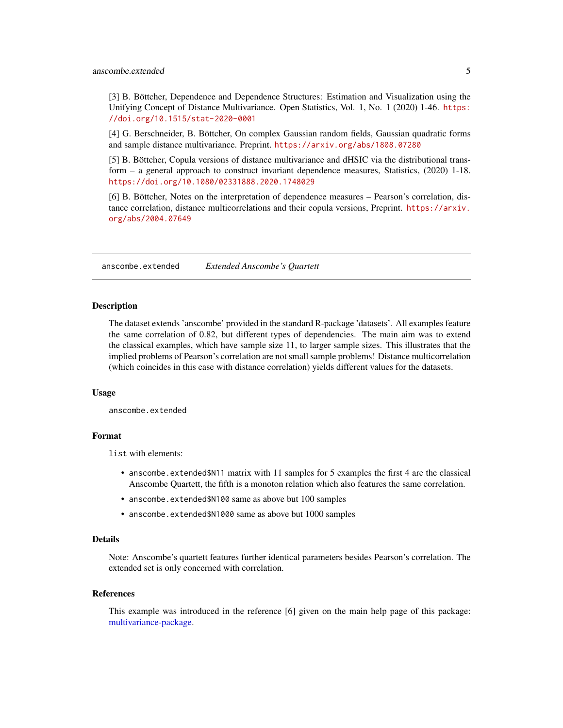[3] B. Böttcher, Dependence and Dependence Structures: Estimation and Visualization using the Unifying Concept of Distance Multivariance. Open Statistics, Vol. 1, No. 1 (2020) 1-46. https://doi.org/10.1515/stat-2020-0001

[4] G. Berschneider, B. Böttcher, On complex Gaussian random fields, Gaussian quadratic forms and sample distance multivariance. Preprint. https://arxiv.org/abs/1808.07280

[5] B. Böttcher, Copula versions of distance multivariance and dHSIC via the distributional transform – a general approach to construct invariant dependence measures, Statistics, (2020) 1-18. https://doi.org/10.1080/02331888.2020.1748029

[6] B. Böttcher, Notes on the interpretation of dependence measures – Pearson's correlation, distance correlation, distance multicorrelations and their copula versions, Preprint. https://arxiv.org/abs/2004.07649

---

## anscombe.extended *Extended Anscombe's Quartett*

### Description

The dataset extends 'anscombe' provided in the standard R-package 'datasets'. All examples feature the same correlation of 0.82, but different types of dependencies. The main aim was to extend the classical examples, which have sample size 11, to larger sample sizes. This illustrates that the implied problems of Pearson's correlation are not small sample problems! Distance multicorrelation (which coincides in this case with distance correlation) yields different values for the datasets.

### Usage

```
anscombe.extended
```

### Format

`list` with elements:

- `anscombe.extended$N11` matrix with 11 samples for 5 examples the first 4 are the classical Anscombe Quartett, the fifth is a monoton relation which also features the same correlation.
- `anscombe.extended$N100` same as above but 100 samples
- `anscombe.extended$N1000` same as above but 1000 samples

### Details

Note: Anscombe's quartett features further identical parameters besides Pearson's correlation. The extended set is only concerned with correlation.

### References

This example was introduced in the reference [6] given on the main help page of this package: multivariance-package.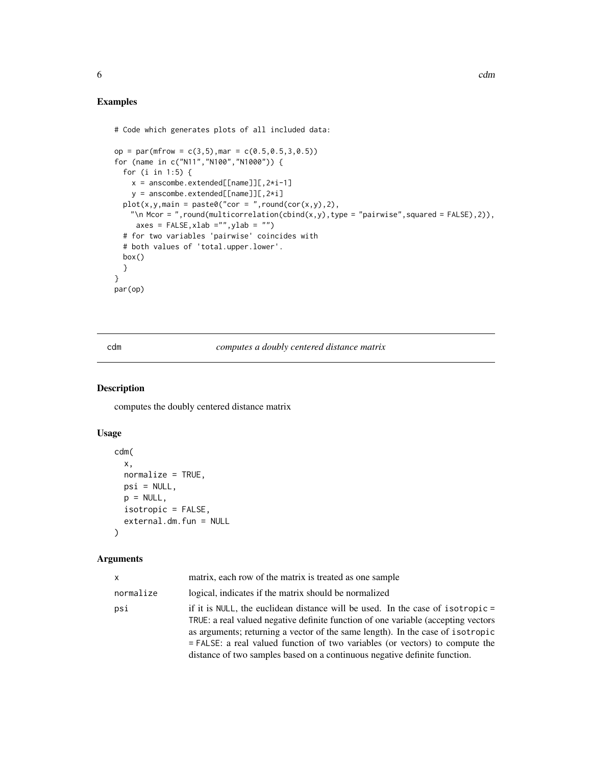## Examples

```
# Code which generates plots of all included data:

op = par(mfrow = c(3,5),mar = c(0.5,0.5,3,0.5))
for (name in c("N11","N100","N1000")) {
  for (i in 1:5) {
    x = anscombe.extended[[name]][,2*i-1]
    y = anscombe.extended[[name]][,2*i]
  plot(x,y,main = paste0("cor = ",round(cor(x,y),2),
    "\n Mcor = ",round(multicorrelation(cbind(x,y),type = "pairwise",squared = FALSE),2)),
     axes = FALSE,xlab ="",ylab = "")
  # for two variables 'pairwise' coincides with
  # both values of 'total.upper.lower'.
  box()
  }
}
par(op)
```

---

## cdm — *computes a doubly centered distance matrix*

### Description

computes the doubly centered distance matrix

### Usage

```
cdm(
  x,
  normalize = TRUE,
  psi = NULL,
  p = NULL,
  isotropic = FALSE,
  external.dm.fun = NULL
)
```

### Arguments

| | |
|---|---|
| x | matrix, each row of the matrix is treated as one sample |
| normalize | logical, indicates if the matrix should be normalized |
| psi | if it is NULL, the euclidean distance will be used. In the case of isotropic = TRUE: a real valued negative definite function of one variable (accepting vectors as arguments; returning a vector of the same length). In the case of isotropic = FALSE: a real valued function of two variables (or vectors) to compute the distance of two samples based on a continuous negative definite function. |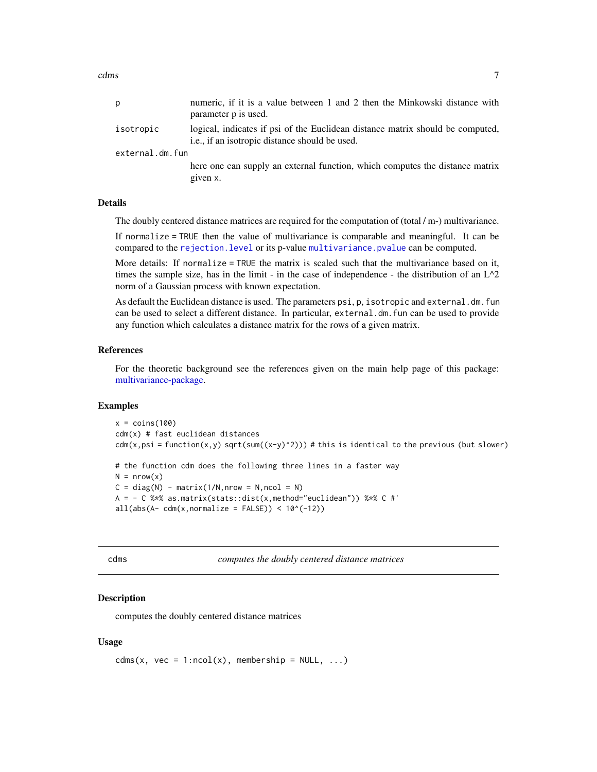| | |
|---|---|
| p | numeric, if it is a value between 1 and 2 then the Minkowski distance with parameter p is used. |
| isotropic | logical, indicates if psi of the Euclidean distance matrix should be computed, i.e., if an isotropic distance should be used. |
| external.dm.fun | here one can supply an external function, which computes the distance matrix given x. |

### Details

The doubly centered distance matrices are required for the computation of (total / m-) multivariance.

If normalize = TRUE then the value of multivariance is comparable and meaningful. It can be compared to the rejection.level or its p-value multivariance.pvalue can be computed.

More details: If normalize = TRUE the matrix is scaled such that the multivariance based on it, times the sample size, has in the limit - in the case of independence - the distribution of an L^2 norm of a Gaussian process with known expectation.

As default the Euclidean distance is used. The parameters psi, p, isotropic and external.dm.fun can be used to select a different distance. In particular, external.dm.fun can be used to provide any function which calculates a distance matrix for the rows of a given matrix.

### References

For the theoretic background see the references given on the main help page of this package: multivariance-package.

### Examples

```
x = coins(100)
cdm(x) # fast euclidean distances
cdm(x,psi = function(x,y) sqrt(sum((x-y)^2))) # this is identical to the previous (but slower)

# the function cdm does the following three lines in a faster way
N = nrow(x)
C = diag(N) - matrix(1/N,nrow = N,ncol = N)
A = - C %*% as.matrix(stats::dist(x,method="euclidean")) %*% C #'
all(abs(A- cdm(x,normalize = FALSE)) < 10^(-12))
```

---

## cdms *computes the doubly centered distance matrices*

### Description

computes the doubly centered distance matrices

### Usage

```
cdms(x, vec = 1:ncol(x), membership = NULL, ...)
```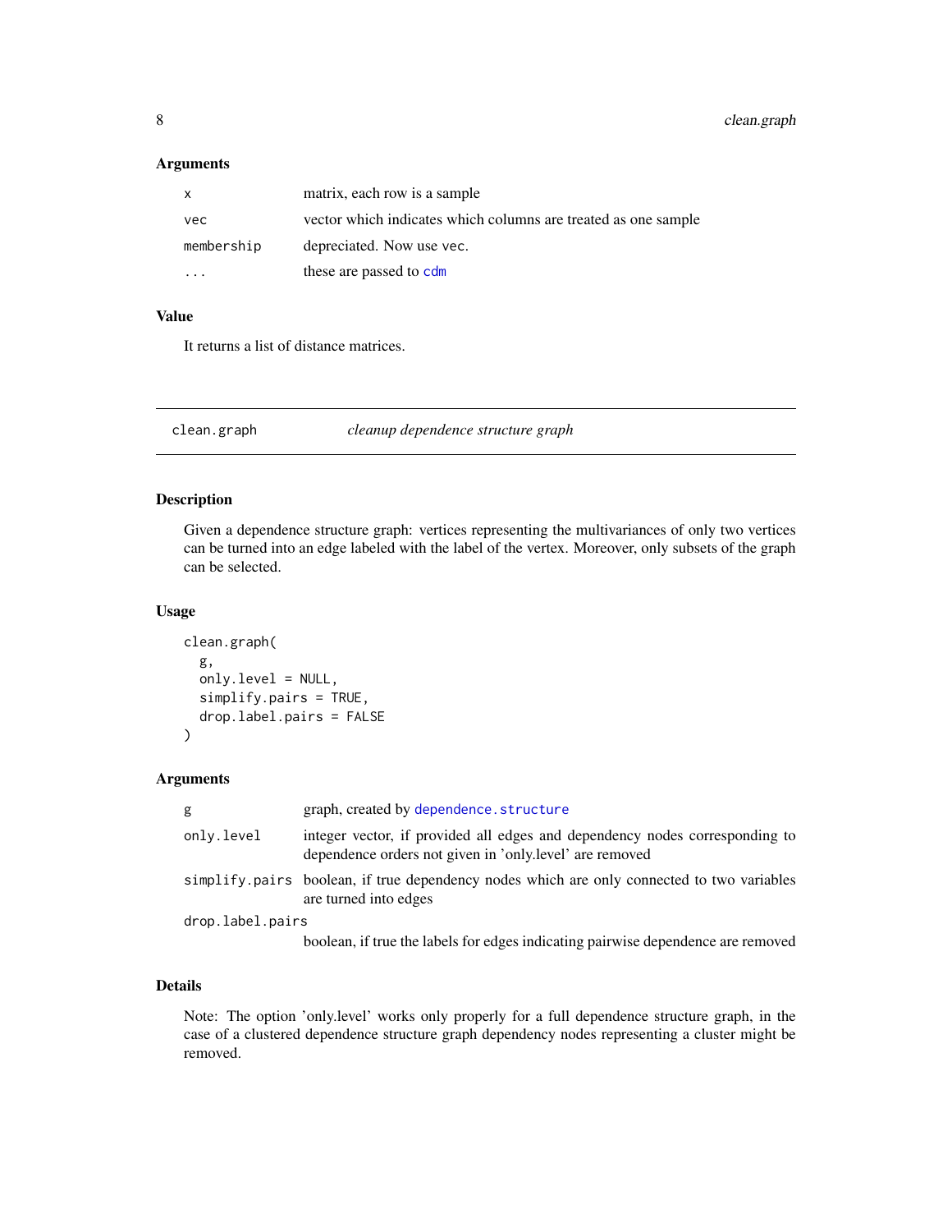### Arguments

| | |
|---|---|
| `x` | matrix, each row is a sample |
| `vec` | vector which indicates which columns are treated as one sample |
| `membership` | depreciated. Now use `vec`. |
| `...` | these are passed to `cdm` |

### Value

It returns a list of distance matrices.

---

## clean.graph &nbsp;&nbsp;&nbsp; *cleanup dependence structure graph*

---

### Description

Given a dependence structure graph: vertices representing the multivariances of only two vertices can be turned into an edge labeled with the label of the vertex. Moreover, only subsets of the graph can be selected.

### Usage

```
clean.graph(
  g,
  only.level = NULL,
  simplify.pairs = TRUE,
  drop.label.pairs = FALSE
)
```

### Arguments

| | |
|---|---|
| `g` | graph, created by `dependence.structure` |
| `only.level` | integer vector, if provided all edges and dependency nodes corresponding to dependence orders not given in 'only.level' are removed |
| `simplify.pairs` | boolean, if true dependency nodes which are only connected to two variables are turned into edges |
| `drop.label.pairs` | boolean, if true the labels for edges indicating pairwise dependence are removed |

### Details

Note: The option 'only.level' works only properly for a full dependence structure graph, in the case of a clustered dependence structure graph dependency nodes representing a cluster might be removed.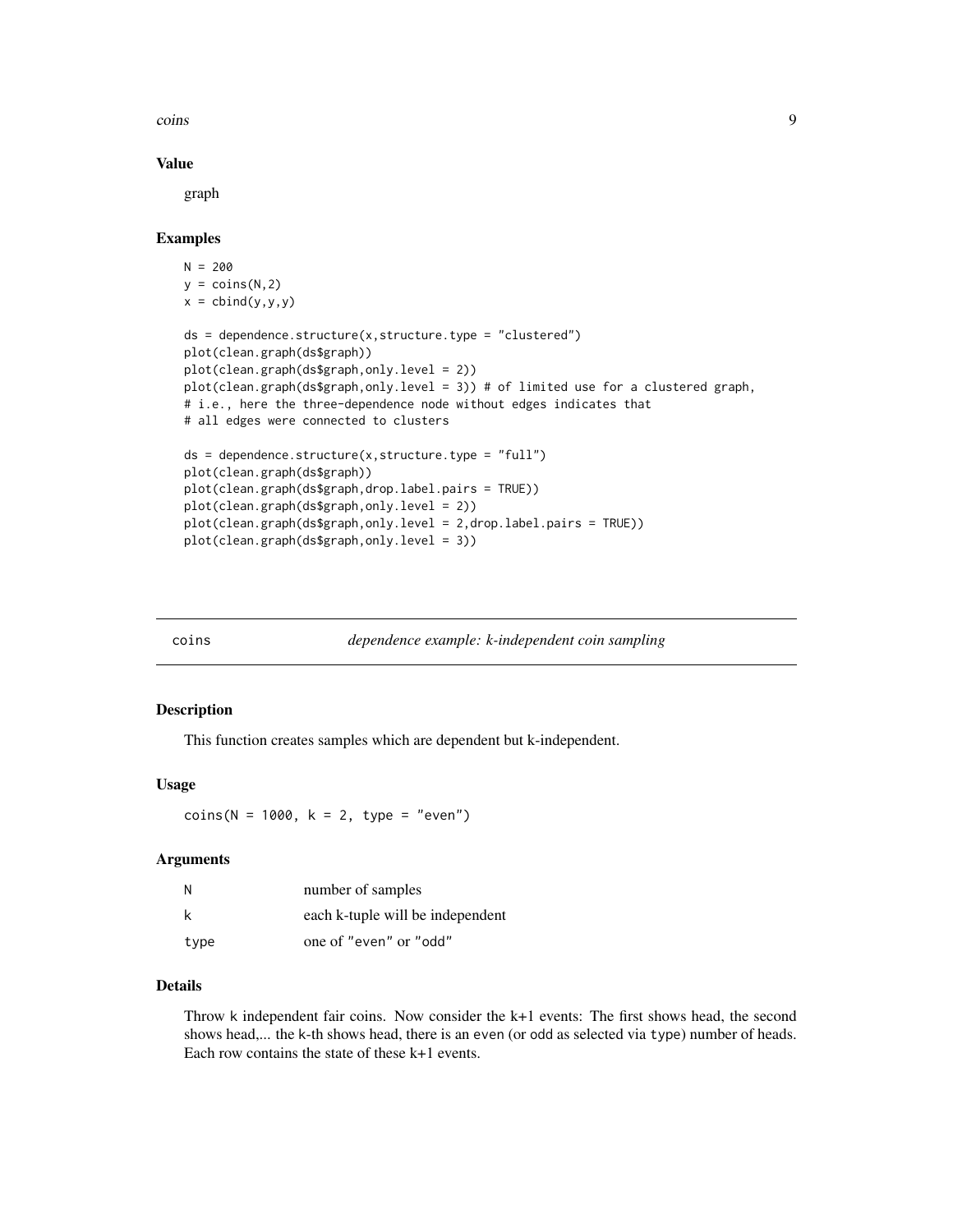### Value

graph

### Examples

```
N = 200
y = coins(N,2)
x = cbind(y,y,y)

ds = dependence.structure(x,structure.type = "clustered")
plot(clean.graph(ds$graph))
plot(clean.graph(ds$graph,only.level = 2))
plot(clean.graph(ds$graph,only.level = 3)) # of limited use for a clustered graph,
# i.e., here the three-dependence node without edges indicates that
# all edges were connected to clusters

ds = dependence.structure(x,structure.type = "full")
plot(clean.graph(ds$graph))
plot(clean.graph(ds$graph,drop.label.pairs = TRUE))
plot(clean.graph(ds$graph,only.level = 2))
plot(clean.graph(ds$graph,only.level = 2,drop.label.pairs = TRUE))
plot(clean.graph(ds$graph,only.level = 3))
```

---

## coins — *dependence example: k-independent coin sampling*

### Description

This function creates samples which are dependent but k-independent.

### Usage

```
coins(N = 1000, k = 2, type = "even")
```

### Arguments

| | |
|---|---|
| N | number of samples |
| k | each k-tuple will be independent |
| type | one of "even" or "odd" |

### Details

Throw k independent fair coins. Now consider the k+1 events: The first shows head, the second shows head,... the k-th shows head, there is an even (or odd as selected via type) number of heads. Each row contains the state of these k+1 events.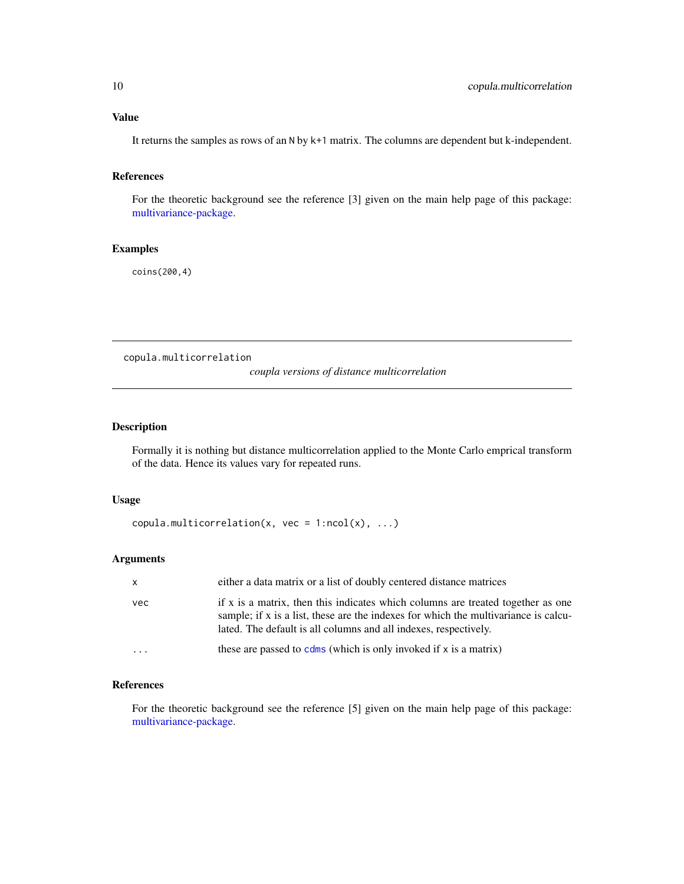## Value

It returns the samples as rows of an `N` by `k+1` matrix. The columns are dependent but k-independent.

## References

For the theoretic background see the reference [3] given on the main help page of this package: multivariance-package.

## Examples

```
coins(200,4)
```

---

# copula.multicorrelation

*coupla versions of distance multicorrelation*

---

## Description

Formally it is nothing but distance multicorrelation applied to the Monte Carlo emprical transform of the data. Hence its values vary for repeated runs.

## Usage

```
copula.multicorrelation(x, vec = 1:ncol(x), ...)
```

## Arguments

| | |
|---|---|
| `x` | either a data matrix or a list of doubly centered distance matrices |
| `vec` | if x is a matrix, then this indicates which columns are treated together as one sample; if x is a list, these are the indexes for which the multivariance is calculated. The default is all columns and all indexes, respectively. |
| `...` | these are passed to `cdms` (which is only invoked if `x` is a matrix) |

## References

For the theoretic background see the reference [5] given on the main help page of this package: multivariance-package.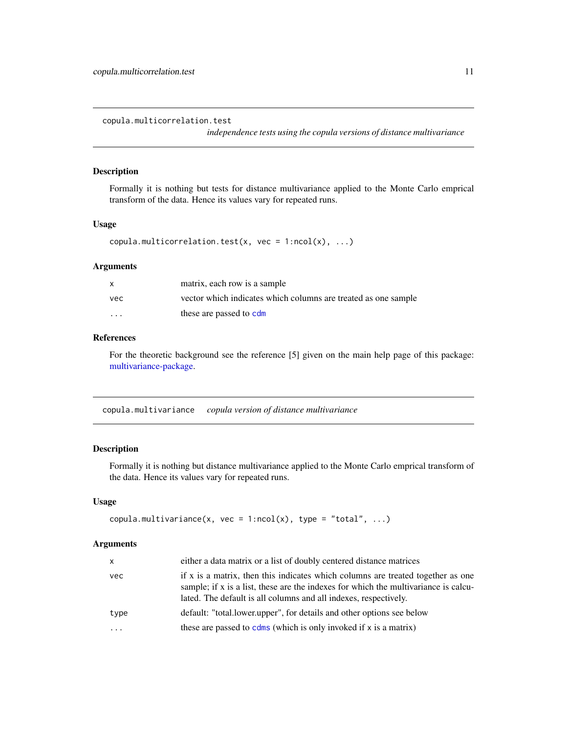## copula.multicorrelation.test

*independence tests using the copula versions of distance multivariance*

### Description

Formally it is nothing but tests for distance multivariance applied to the Monte Carlo emprical transform of the data. Hence its values vary for repeated runs.

### Usage

```
copula.multicorrelation.test(x, vec = 1:ncol(x), ...)
```

### Arguments

| | |
|---|---|
| `x` | matrix, each row is a sample |
| `vec` | vector which indicates which columns are treated as one sample |
| `...` | these are passed to `cdm` |

### References

For the theoretic background see the reference [5] given on the main help page of this package: multivariance-package.

## copula.multivariance

*copula version of distance multivariance*

### Description

Formally it is nothing but distance multivariance applied to the Monte Carlo emprical transform of the data. Hence its values vary for repeated runs.

### Usage

```
copula.multivariance(x, vec = 1:ncol(x), type = "total", ...)
```

### Arguments

| | |
|---|---|
| `x` | either a data matrix or a list of doubly centered distance matrices |
| `vec` | if x is a matrix, then this indicates which columns are treated together as one sample; if x is a list, these are the indexes for which the multivariance is calculated. The default is all columns and all indexes, respectively. |
| `type` | default: "total.lower.upper", for details and other options see below |
| `...` | these are passed to `cdms` (which is only invoked if `x` is a matrix) |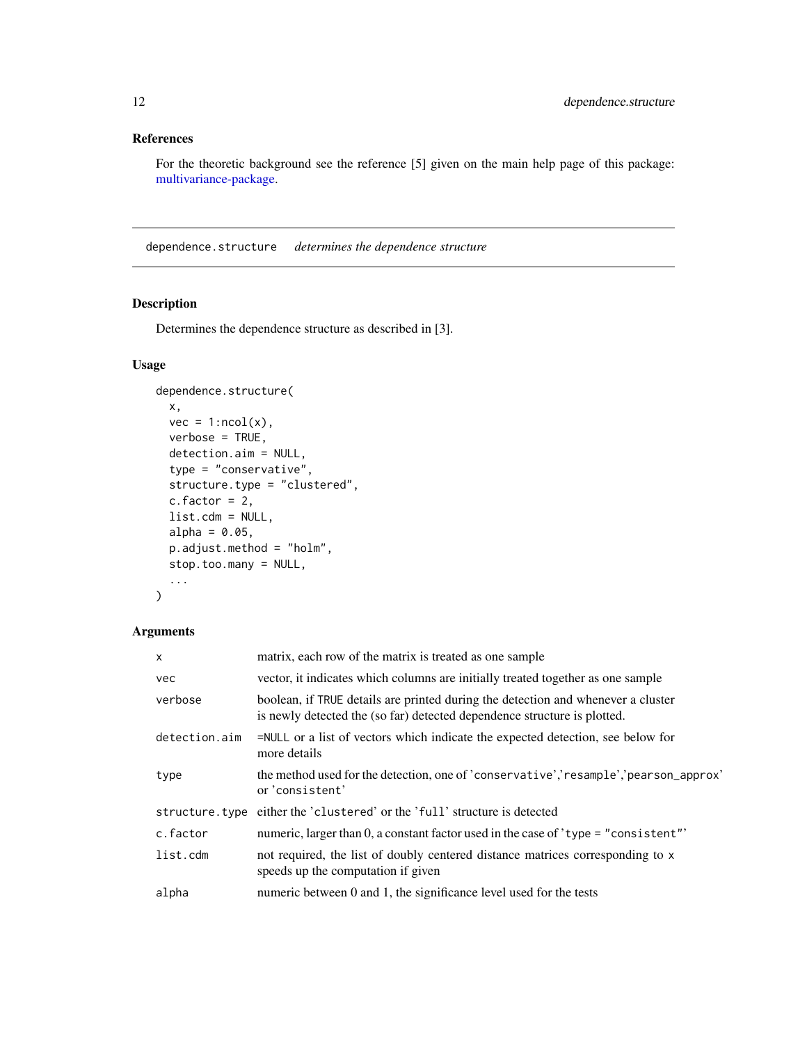### References

For the theoretic background see the reference [5] given on the main help page of this package: multivariance-package.

---

## dependence.structure *determines the dependence structure*

### Description

Determines the dependence structure as described in [3].

### Usage

```
dependence.structure(
  x,
  vec = 1:ncol(x),
  verbose = TRUE,
  detection.aim = NULL,
  type = "conservative",
  structure.type = "clustered",
  c.factor = 2,
  list.cdm = NULL,
  alpha = 0.05,
  p.adjust.method = "holm",
  stop.too.many = NULL,
  ...
)
```

### Arguments

| | |
|---|---|
| `x` | matrix, each row of the matrix is treated as one sample |
| `vec` | vector, it indicates which columns are initially treated together as one sample |
| `verbose` | boolean, if `TRUE` details are printed during the detection and whenever a cluster is newly detected the (so far) detected dependence structure is plotted. |
| `detection.aim` | `=NULL` or a list of vectors which indicate the expected detection, see below for more details |
| `type` | the method used for the detection, one of '`conservative`','`resample`','`pearson_approx`' or '`consistent`' |
| `structure.type` | either the '`clustered`' or the '`full`' structure is detected |
| `c.factor` | numeric, larger than 0, a constant factor used in the case of '`type = "consistent"`' |
| `list.cdm` | not required, the list of doubly centered distance matrices corresponding to `x` speeds up the computation if given |
| `alpha` | numeric between 0 and 1, the significance level used for the tests |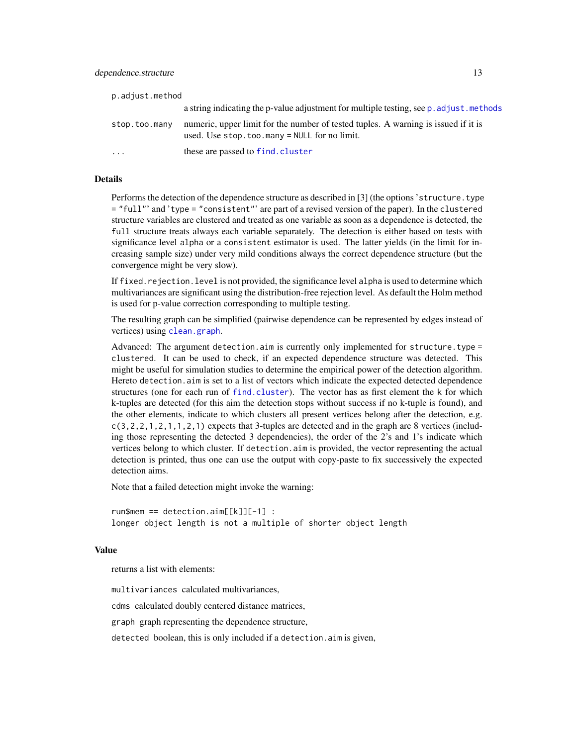p.adjust.method
: a string indicating the p-value adjustment for multiple testing, see p.adjust.methods

stop.too.many
: numeric, upper limit for the number of tested tuples. A warning is issued if it is used. Use stop.too.many = NULL for no limit.

...
: these are passed to find.cluster

### Details

Performs the detection of the dependence structure as described in [3] (the options 'structure.type = "full"' and 'type = "consistent"' are part of a revised version of the paper). In the clustered structure variables are clustered and treated as one variable as soon as a dependence is detected, the full structure treats always each variable separately. The detection is either based on tests with significance level alpha or a consistent estimator is used. The latter yields (in the limit for increasing sample size) under very mild conditions always the correct dependence structure (but the convergence might be very slow).

If fixed.rejection.level is not provided, the significance level alpha is used to determine which multivariances are significant using the distribution-free rejection level. As default the Holm method is used for p-value correction corresponding to multiple testing.

The resulting graph can be simplified (pairwise dependence can be represented by edges instead of vertices) using clean.graph.

Advanced: The argument detection.aim is currently only implemented for structure.type = clustered. It can be used to check, if an expected dependence structure was detected. This might be useful for simulation studies to determine the empirical power of the detection algorithm. Hereto detection.aim is set to a list of vectors which indicate the expected detected dependence structures (one for each run of find.cluster). The vector has as first element the k for which k-tuples are detected (for this aim the detection stops without success if no k-tuple is found), and the other elements, indicate to which clusters all present vertices belong after the detection, e.g. c(3,2,2,1,2,1,1,2,1) expects that 3-tuples are detected and in the graph are 8 vertices (including those representing the detected 3 dependencies), the order of the 2's and 1's indicate which vertices belong to which cluster. If detection.aim is provided, the vector representing the actual detection is printed, thus one can use the output with copy-paste to fix successively the expected detection aims.

Note that a failed detection might invoke the warning:

```
run$mem == detection.aim[[k]][-1] :
longer object length is not a multiple of shorter object length
```

### Value

returns a list with elements:

multivariances calculated multivariances,

cdms calculated doubly centered distance matrices,

graph graph representing the dependence structure,

detected boolean, this is only included if a detection.aim is given,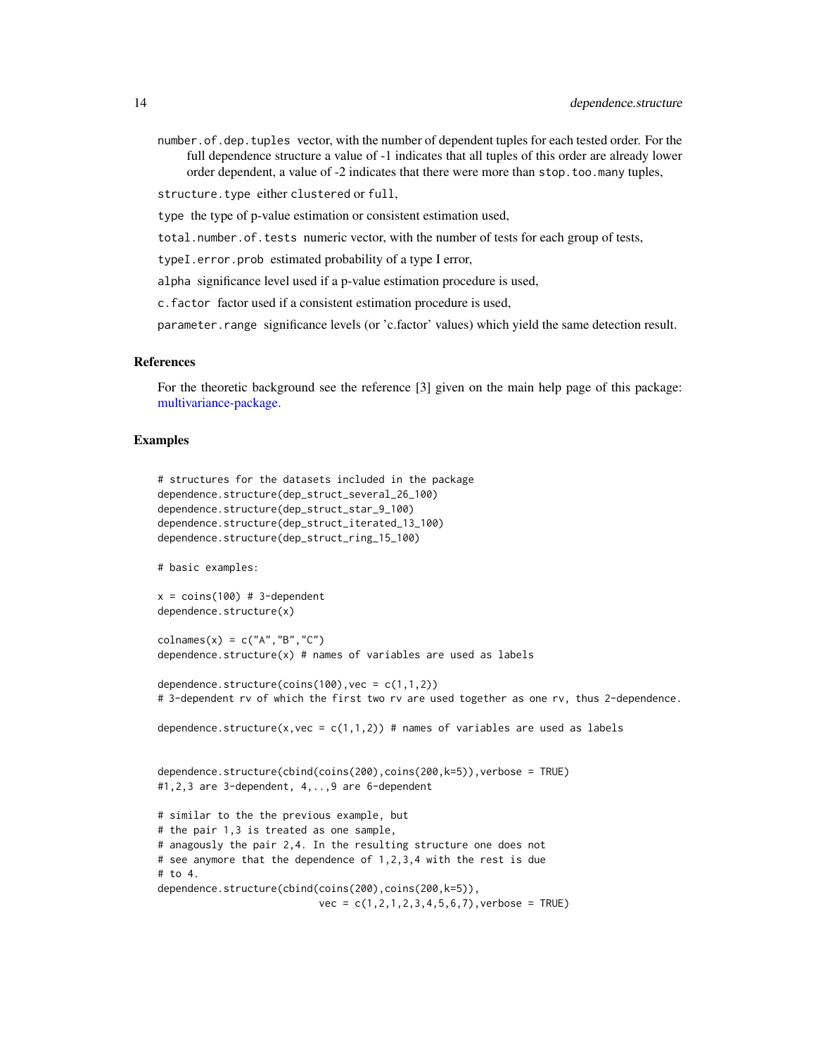number.of.dep.tuples vector, with the number of dependent tuples for each tested order. For the full dependence structure a value of -1 indicates that all tuples of this order are already lower order dependent, a value of -2 indicates that there were more than stop.too.many tuples,

structure.type either clustered or full,

type the type of p-value estimation or consistent estimation used,

total.number.of.tests numeric vector, with the number of tests for each group of tests,

typeI.error.prob estimated probability of a type I error,

alpha significance level used if a p-value estimation procedure is used,

c.factor factor used if a consistent estimation procedure is used,

parameter.range significance levels (or 'c.factor' values) which yield the same detection result.

## References

For the theoretic background see the reference [3] given on the main help page of this package: multivariance-package.

## Examples

```
# structures for the datasets included in the package
dependence.structure(dep_struct_several_26_100)
dependence.structure(dep_struct_star_9_100)
dependence.structure(dep_struct_iterated_13_100)
dependence.structure(dep_struct_ring_15_100)

# basic examples:

x = coins(100) # 3-dependent
dependence.structure(x)

colnames(x) = c("A","B","C")
dependence.structure(x) # names of variables are used as labels

dependence.structure(coins(100),vec = c(1,1,2))
# 3-dependent rv of which the first two rv are used together as one rv, thus 2-dependence.

dependence.structure(x,vec = c(1,1,2)) # names of variables are used as labels


dependence.structure(cbind(coins(200),coins(200,k=5)),verbose = TRUE)
#1,2,3 are 3-dependent, 4,..,9 are 6-dependent

# similar to the the previous example, but
# the pair 1,3 is treated as one sample,
# anagously the pair 2,4. In the resulting structure one does not
# see anymore that the dependence of 1,2,3,4 with the rest is due
# to 4.
dependence.structure(cbind(coins(200),coins(200,k=5)),
                            vec = c(1,2,1,2,3,4,5,6,7),verbose = TRUE)
```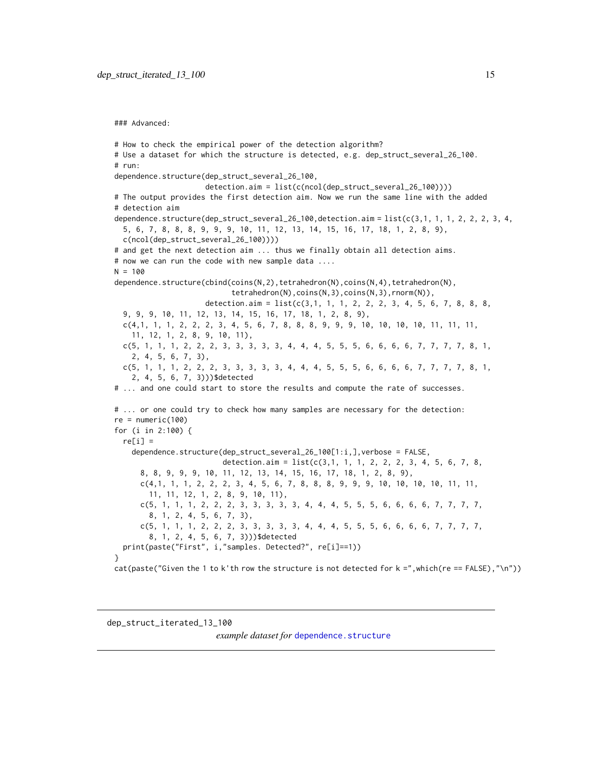```
### Advanced:

# How to check the empirical power of the detection algorithm?
# Use a dataset for which the structure is detected, e.g. dep_struct_several_26_100.
# run:
dependence.structure(dep_struct_several_26_100,
                     detection.aim = list(c(ncol(dep_struct_several_26_100))))
# The output provides the first detection aim. Now we run the same line with the added
# detection aim
dependence.structure(dep_struct_several_26_100,detection.aim = list(c(3,1, 1, 1, 2, 2, 2, 3, 4,
  5, 6, 7, 8, 8, 8, 9, 9, 9, 10, 11, 12, 13, 14, 15, 16, 17, 18, 1, 2, 8, 9),
  c(ncol(dep_struct_several_26_100))))
# and get the next detection aim ... thus we finally obtain all detection aims.
# now we can run the code with new sample data ....
N = 100
dependence.structure(cbind(coins(N,2),tetrahedron(N),coins(N,4),tetrahedron(N),
                           tetrahedron(N),coins(N,3),coins(N,3),rnorm(N)),
                     detection.aim = list(c(3,1, 1, 1, 2, 2, 2, 3, 4, 5, 6, 7, 8, 8, 8,
  9, 9, 9, 10, 11, 12, 13, 14, 15, 16, 17, 18, 1, 2, 8, 9),
  c(4,1, 1, 1, 2, 2, 2, 3, 4, 5, 6, 7, 8, 8, 8, 9, 9, 9, 10, 10, 10, 10, 11, 11, 11,
    11, 12, 1, 2, 8, 9, 10, 11),
  c(5, 1, 1, 1, 2, 2, 2, 3, 3, 3, 3, 3, 4, 4, 4, 5, 5, 5, 6, 6, 6, 6, 7, 7, 7, 7, 8, 1,
    2, 4, 5, 6, 7, 3),
  c(5, 1, 1, 1, 2, 2, 2, 3, 3, 3, 3, 3, 4, 4, 4, 5, 5, 5, 6, 6, 6, 6, 7, 7, 7, 7, 8, 1,
    2, 4, 5, 6, 7, 3)))$detected
# ... and one could start to store the results and compute the rate of successes.

# ... or one could try to check how many samples are necessary for the detection:
re = numeric(100)
for (i in 2:100) {
  re[i] =
    dependence.structure(dep_struct_several_26_100[1:i,],verbose = FALSE,
                         detection.aim = list(c(3,1, 1, 1, 2, 2, 2, 3, 4, 5, 6, 7, 8,
      8, 8, 9, 9, 9, 10, 11, 12, 13, 14, 15, 16, 17, 18, 1, 2, 8, 9),
      c(4,1, 1, 1, 2, 2, 2, 3, 4, 5, 6, 7, 8, 8, 8, 9, 9, 9, 10, 10, 10, 10, 11, 11,
        11, 11, 12, 1, 2, 8, 9, 10, 11),
      c(5, 1, 1, 1, 2, 2, 2, 3, 3, 3, 3, 3, 4, 4, 4, 5, 5, 5, 6, 6, 6, 6, 7, 7, 7, 7,
        8, 1, 2, 4, 5, 6, 7, 3),
      c(5, 1, 1, 1, 2, 2, 2, 3, 3, 3, 3, 3, 4, 4, 4, 5, 5, 5, 6, 6, 6, 6, 7, 7, 7, 7,
        8, 1, 2, 4, 5, 6, 7, 3)))$detected
  print(paste("First", i,"samples. Detected?", re[i]==1))
}
cat(paste("Given the 1 to k'th row the structure is not detected for k =",which(re == FALSE),"\n"))
```

---

dep_struct_iterated_13_100 &emsp; *example dataset for* dependence.structure

---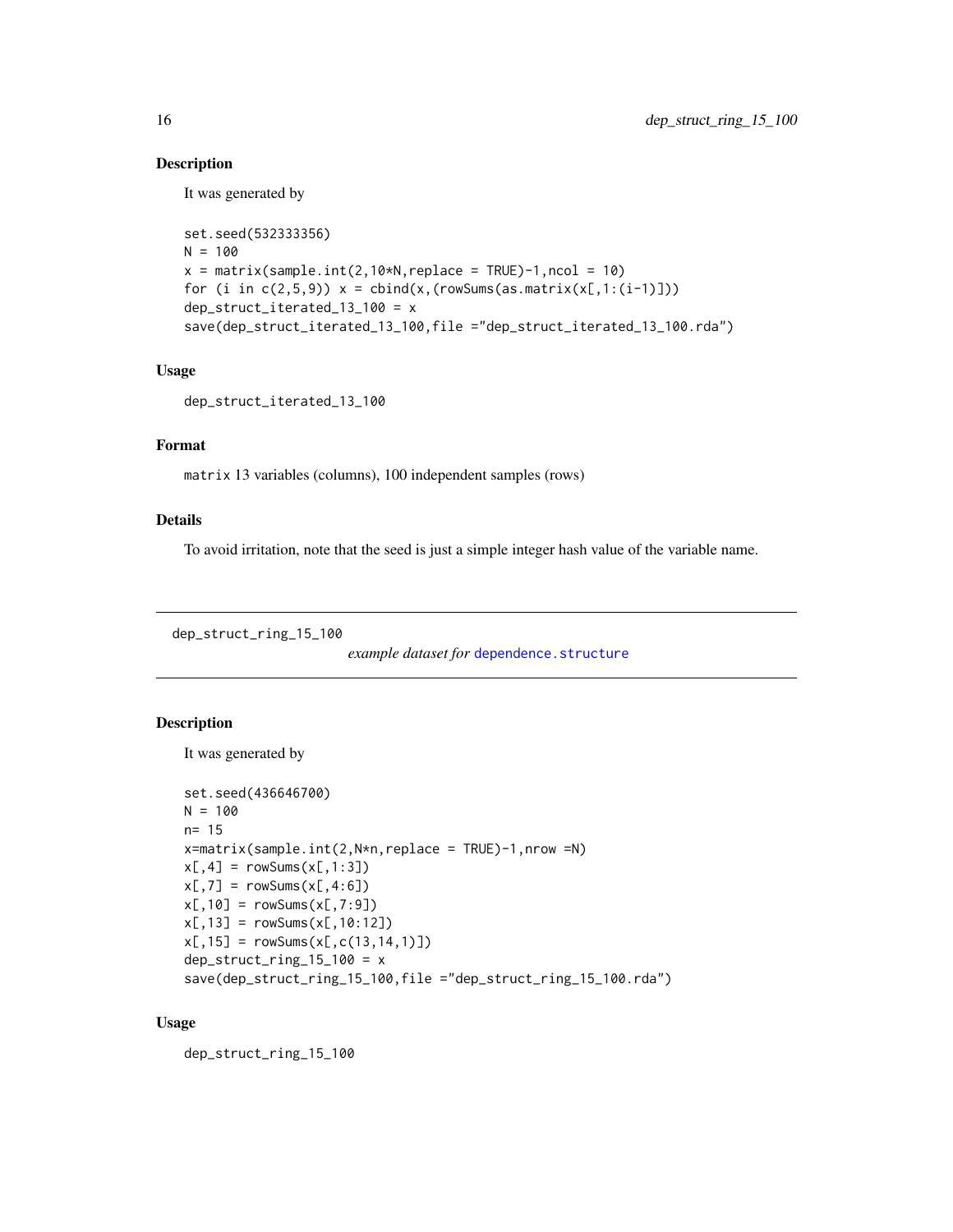### Description

It was generated by

```
set.seed(532333356)
N = 100
x = matrix(sample.int(2,10*N,replace = TRUE)-1,ncol = 10)
for (i in c(2,5,9)) x = cbind(x,(rowSums(as.matrix(x[,1:(i-1)]))
dep_struct_iterated_13_100 = x
save(dep_struct_iterated_13_100,file ="dep_struct_iterated_13_100.rda")
```

### Usage

```
dep_struct_iterated_13_100
```

### Format

`matrix` 13 variables (columns), 100 independent samples (rows)

### Details

To avoid irritation, note that the seed is just a simple integer hash value of the variable name.

---

## dep_struct_ring_15_100 *example dataset for* `dependence.structure`

---

### Description

It was generated by

```
set.seed(436646700)
N = 100
n= 15
x=matrix(sample.int(2,N*n,replace = TRUE)-1,nrow =N)
x[,4] = rowSums(x[,1:3])
x[,7] = rowSums(x[,4:6])
x[,10] = rowSums(x[,7:9])
x[,13] = rowSums(x[,10:12])
x[,15] = rowSums(x[,c(13,14,1)])
dep_struct_ring_15_100 = x
save(dep_struct_ring_15_100,file ="dep_struct_ring_15_100.rda")
```

### Usage

```
dep_struct_ring_15_100
```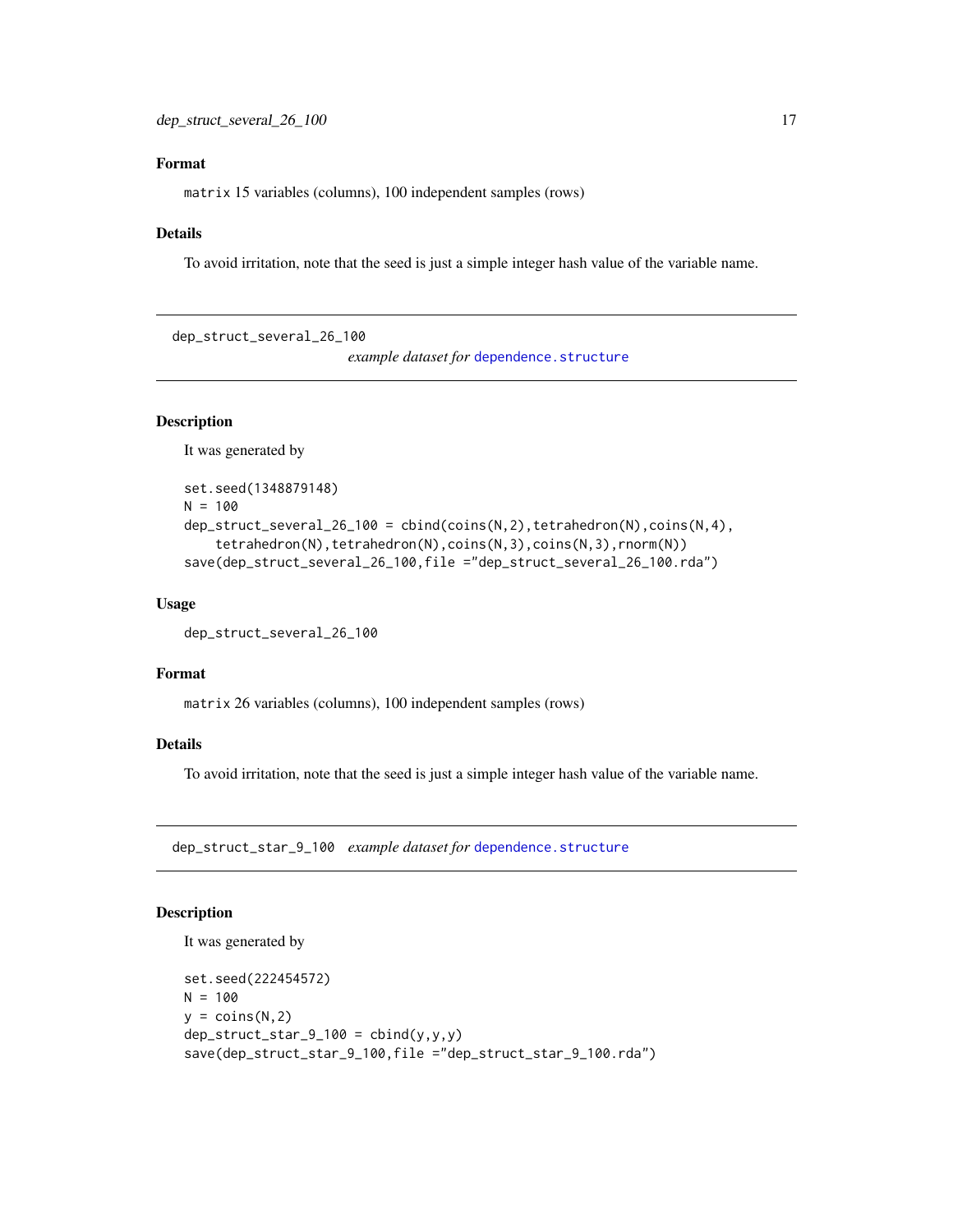## Format

`matrix` 15 variables (columns), 100 independent samples (rows)

## Details

To avoid irritation, note that the seed is just a simple integer hash value of the variable name.

---

# dep_struct_several_26_100 — *example dataset for* `dependence.structure`

## Description

It was generated by

```
set.seed(1348879148)
N = 100
dep_struct_several_26_100 = cbind(coins(N,2),tetrahedron(N),coins(N,4),
    tetrahedron(N),tetrahedron(N),coins(N,3),coins(N,3),rnorm(N))
save(dep_struct_several_26_100,file ="dep_struct_several_26_100.rda")
```

## Usage

```
dep_struct_several_26_100
```

## Format

`matrix` 26 variables (columns), 100 independent samples (rows)

## Details

To avoid irritation, note that the seed is just a simple integer hash value of the variable name.

---

# dep_struct_star_9_100 — *example dataset for* `dependence.structure`

## Description

It was generated by

```
set.seed(222454572)
N = 100
y = coins(N,2)
dep_struct_star_9_100 = cbind(y,y,y)
save(dep_struct_star_9_100,file ="dep_struct_star_9_100.rda")
```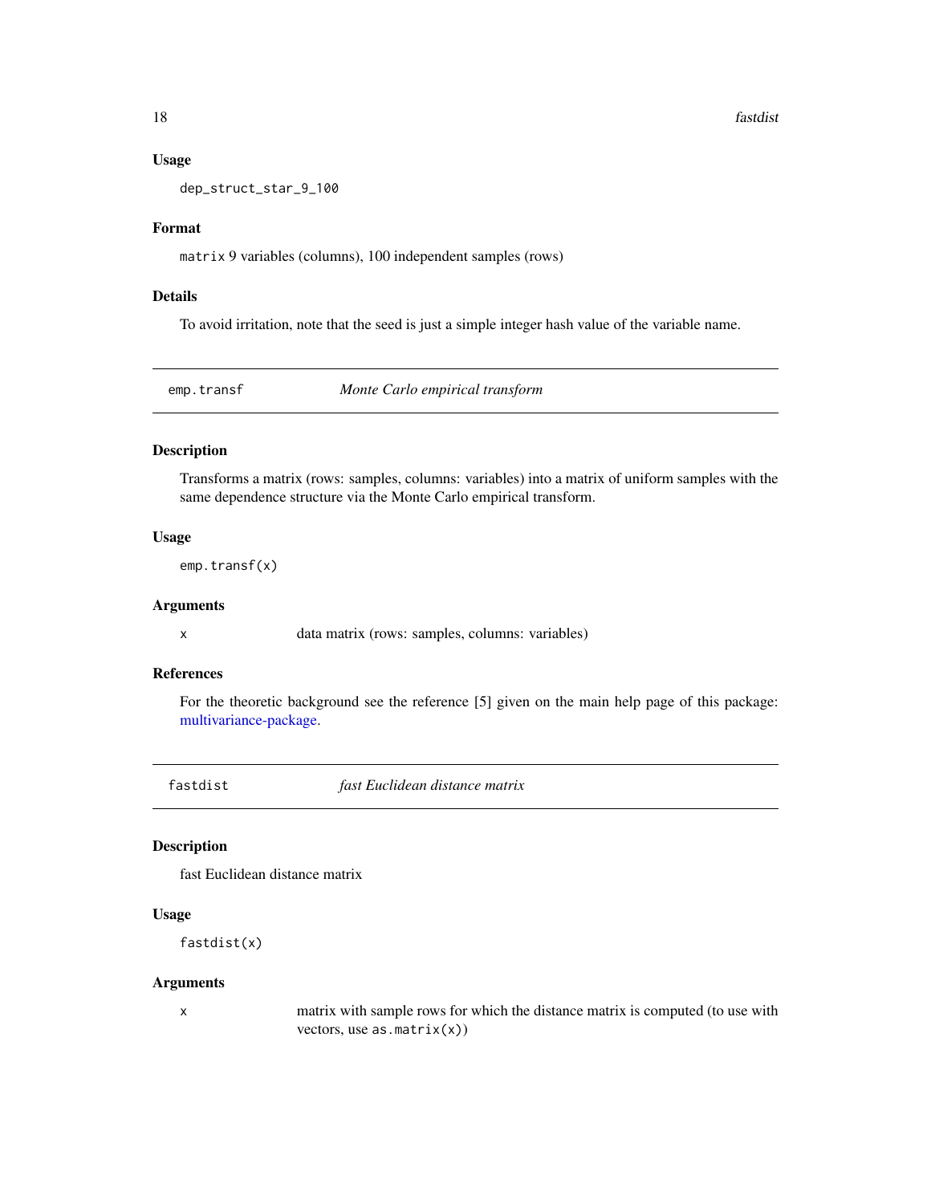### Usage

```
dep_struct_star_9_100
```

### Format

`matrix` 9 variables (columns), 100 independent samples (rows)

### Details

To avoid irritation, note that the seed is just a simple integer hash value of the variable name.

---

## emp.transf — *Monte Carlo empirical transform*

### Description

Transforms a matrix (rows: samples, columns: variables) into a matrix of uniform samples with the same dependence structure via the Monte Carlo empirical transform.

### Usage

```
emp.transf(x)
```

### Arguments

| | |
|---|---|
| x | data matrix (rows: samples, columns: variables) |

### References

For the theoretic background see the reference [5] given on the main help page of this package: multivariance-package.

---

## fastdist — *fast Euclidean distance matrix*

### Description

fast Euclidean distance matrix

### Usage

```
fastdist(x)
```

### Arguments

| | |
|---|---|
| x | matrix with sample rows for which the distance matrix is computed (to use with vectors, use `as.matrix(x)`) |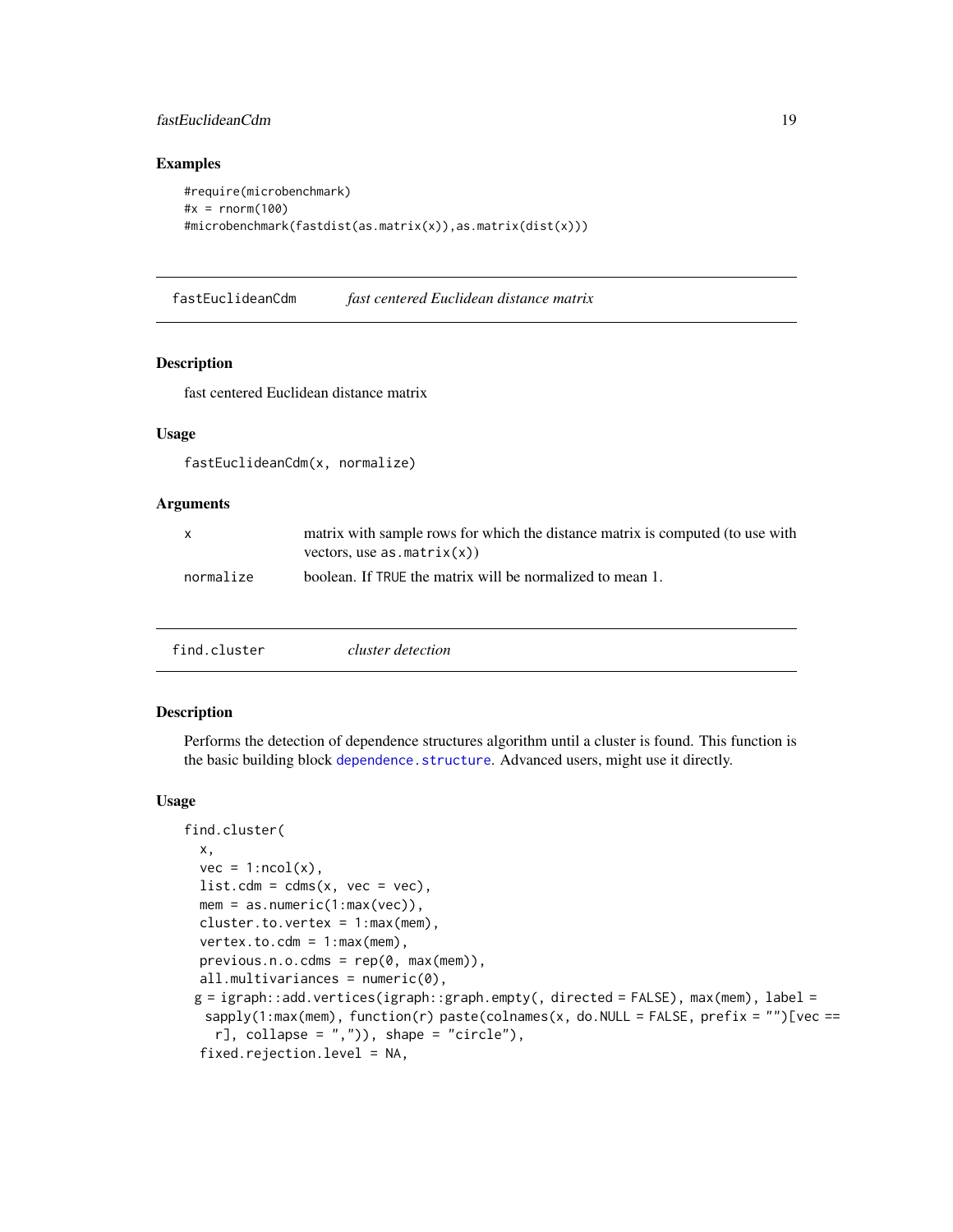## Examples

```
#require(microbenchmark)
#x = rnorm(100)
#microbenchmark(fastdist(as.matrix(x)),as.matrix(dist(x)))
```

---

# fastEuclideanCdm *fast centered Euclidean distance matrix*

---

## Description

fast centered Euclidean distance matrix

## Usage

```
fastEuclideanCdm(x, normalize)
```

## Arguments

| | |
|---|---|
| x | matrix with sample rows for which the distance matrix is computed (to use with vectors, use `as.matrix(x)`) |
| normalize | boolean. If `TRUE` the matrix will be normalized to mean 1. |

---

# find.cluster *cluster detection*

---

## Description

Performs the detection of dependence structures algorithm until a cluster is found. This function is the basic building block `dependence.structure`. Advanced users, might use it directly.

## Usage

```
find.cluster(
  x,
  vec = 1:ncol(x),
  list.cdm = cdms(x, vec = vec),
  mem = as.numeric(1:max(vec)),
  cluster.to.vertex = 1:max(mem),
  vertex.to.cdm = 1:max(mem),
  previous.n.o.cdms = rep(0, max(mem)),
  all.multivariances = numeric(0),
 g = igraph::add.vertices(igraph::graph.empty(, directed = FALSE), max(mem), label =
   sapply(1:max(mem), function(r) paste(colnames(x, do.NULL = FALSE, prefix = "")[vec ==
     r], collapse = ",")), shape = "circle"),
  fixed.rejection.level = NA,
```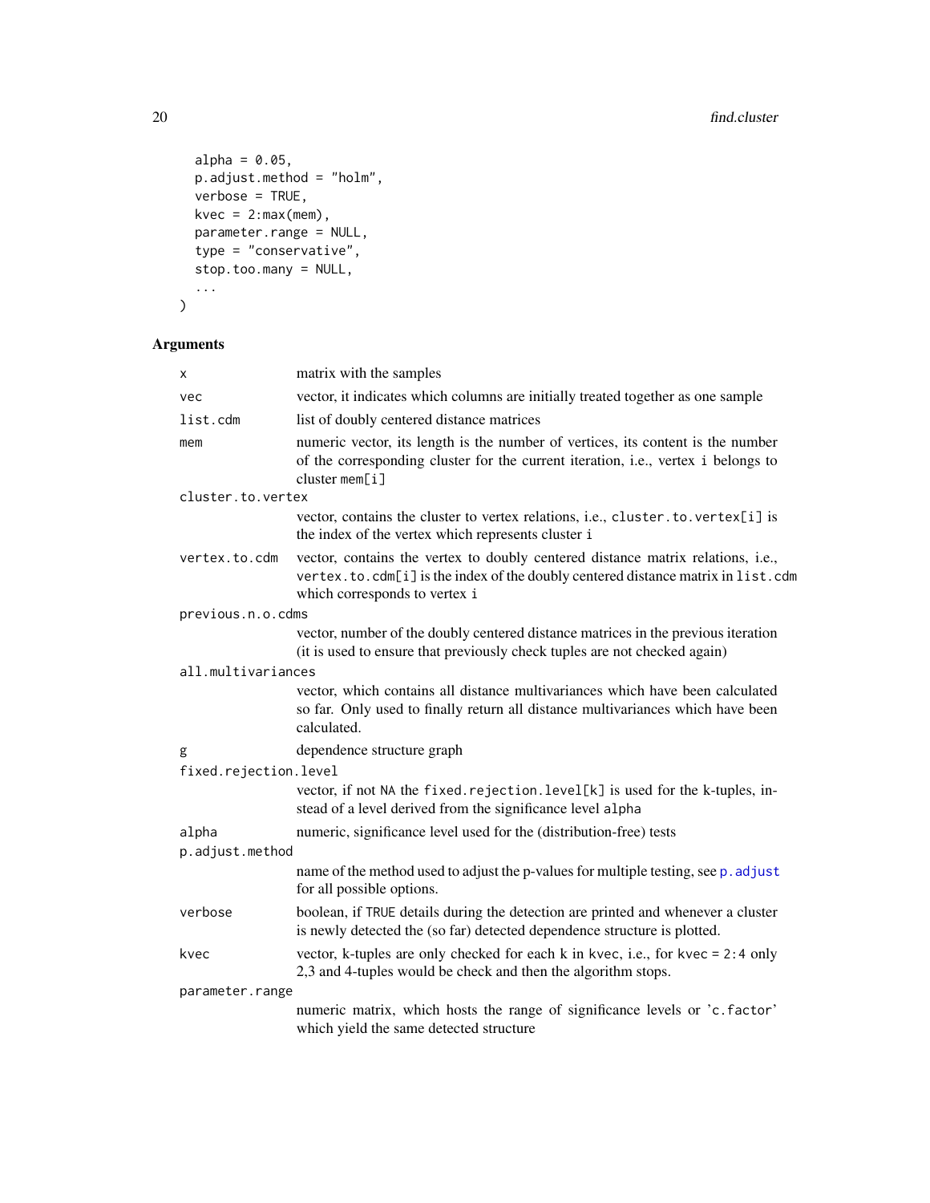```
  alpha = 0.05,
  p.adjust.method = "holm",
  verbose = TRUE,
  kvec = 2:max(mem),
  parameter.range = NULL,
  type = "conservative",
  stop.too.many = NULL,
  ...
)
```

## Arguments

| | |
|---|---|
| `x` | matrix with the samples |
| `vec` | vector, it indicates which columns are initially treated together as one sample |
| `list.cdm` | list of doubly centered distance matrices |
| `mem` | numeric vector, its length is the number of vertices, its content is the number of the corresponding cluster for the current iteration, i.e., vertex `i` belongs to cluster `mem[i]` |
| `cluster.to.vertex` | vector, contains the cluster to vertex relations, i.e., `cluster.to.vertex[i]` is the index of the vertex which represents cluster `i` |
| `vertex.to.cdm` | vector, contains the vertex to doubly centered distance matrix relations, i.e., `vertex.to.cdm[i]` is the index of the doubly centered distance matrix in `list.cdm` which corresponds to vertex `i` |
| `previous.n.o.cdms` | vector, number of the doubly centered distance matrices in the previous iteration (it is used to ensure that previously check tuples are not checked again) |
| `all.multivariances` | vector, which contains all distance multivariances which have been calculated so far. Only used to finally return all distance multivariances which have been calculated. |
| `g` | dependence structure graph |
| `fixed.rejection.level` | vector, if not `NA` the `fixed.rejection.level[k]` is used for the k-tuples, instead of a level derived from the significance level `alpha` |
| `alpha` | numeric, significance level used for the (distribution-free) tests |
| `p.adjust.method` | name of the method used to adjust the p-values for multiple testing, see `p.adjust` for all possible options. |
| `verbose` | boolean, if `TRUE` details during the detection are printed and whenever a cluster is newly detected the (so far) detected dependence structure is plotted. |
| `kvec` | vector, k-tuples are only checked for each k in `kvec`, i.e., for `kvec = 2:4` only 2,3 and 4-tuples would be check and then the algorithm stops. |
| `parameter.range` | numeric matrix, which hosts the range of significance levels or 'c.factor' which yield the same detected structure |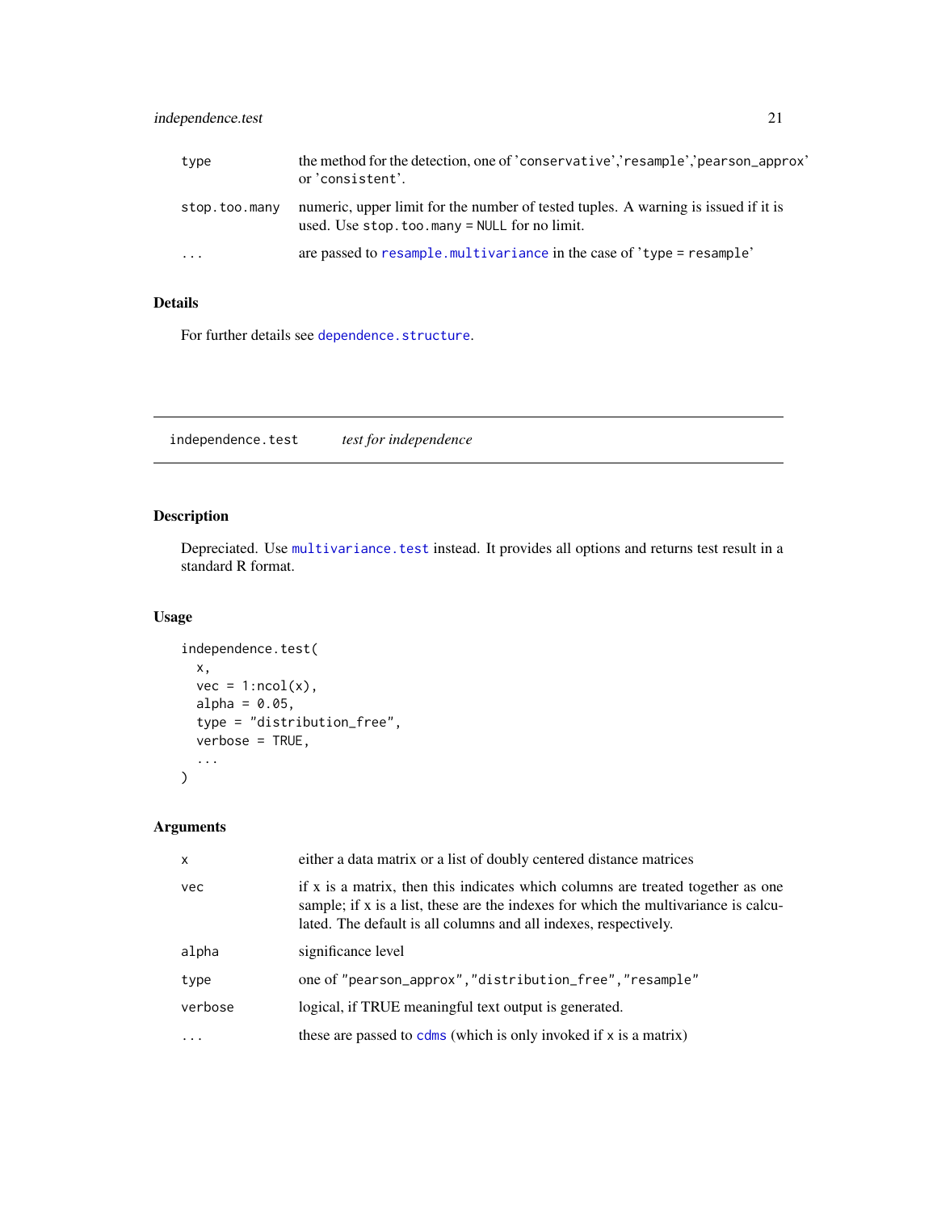| | |
|---|---|
| type | the method for the detection, one of 'conservative','resample','pearson_approx' or 'consistent'. |
| stop.too.many | numeric, upper limit for the number of tested tuples. A warning is issued if it is used. Use stop.too.many = NULL for no limit. |
| ... | are passed to resample.multivariance in the case of 'type = resample' |

### Details

For further details see dependence.structure.

---

## independence.test *test for independence*

---

### Description

Depreciated. Use multivariance.test instead. It provides all options and returns test result in a standard R format.

### Usage

```
independence.test(
  x,
  vec = 1:ncol(x),
  alpha = 0.05,
  type = "distribution_free",
  verbose = TRUE,
  ...
)
```

### Arguments

| | |
|---|---|
| x | either a data matrix or a list of doubly centered distance matrices |
| vec | if x is a matrix, then this indicates which columns are treated together as one sample; if x is a list, these are the indexes for which the multivariance is calculated. The default is all columns and all indexes, respectively. |
| alpha | significance level |
| type | one of "pearson_approx","distribution_free","resample" |
| verbose | logical, if TRUE meaningful text output is generated. |
| ... | these are passed to cdms (which is only invoked if x is a matrix) |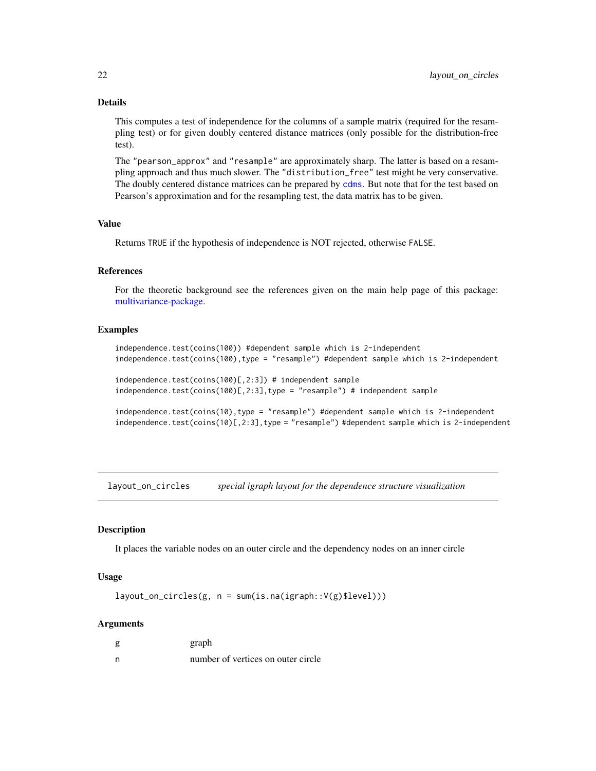### Details

This computes a test of independence for the columns of a sample matrix (required for the resampling test) or for given doubly centered distance matrices (only possible for the distribution-free test).

The "pearson_approx" and "resample" are approximately sharp. The latter is based on a resampling approach and thus much slower. The "distribution_free" test might be very conservative. The doubly centered distance matrices can be prepared by `cdms`. But note that for the test based on Pearson's approximation and for the resampling test, the data matrix has to be given.

### Value

Returns TRUE if the hypothesis of independence is NOT rejected, otherwise FALSE.

### References

For the theoretic background see the references given on the main help page of this package: multivariance-package.

### Examples

```
independence.test(coins(100)) #dependent sample which is 2-independent
independence.test(coins(100),type = "resample") #dependent sample which is 2-independent

independence.test(coins(100)[,2:3]) # independent sample
independence.test(coins(100)[,2:3],type = "resample") # independent sample

independence.test(coins(10),type = "resample") #dependent sample which is 2-independent
independence.test(coins(10)[,2:3],type = "resample") #dependent sample which is 2-independent
```

---

## layout_on_circles — *special igraph layout for the dependence structure visualization*

### Description

It places the variable nodes on an outer circle and the dependency nodes on an inner circle

### Usage

```
layout_on_circles(g, n = sum(is.na(igraph::V(g)$level)))
```

### Arguments

| | |
|---|---|
| g | graph |
| n | number of vertices on outer circle |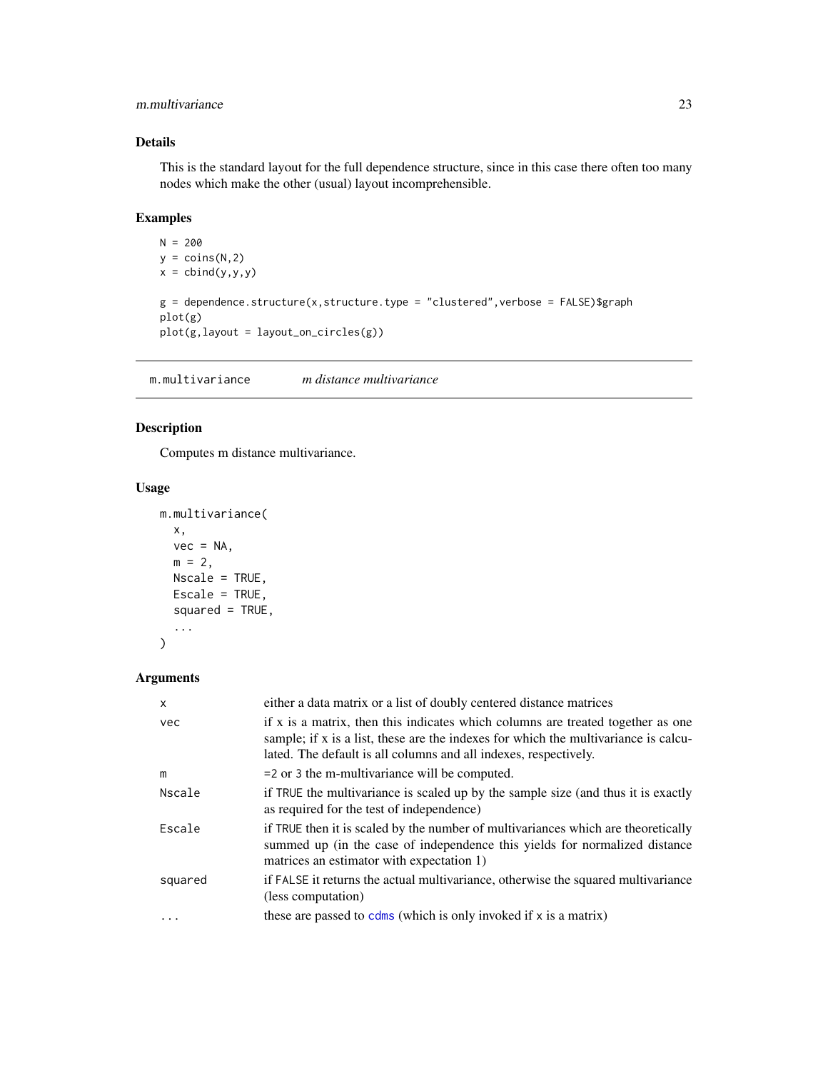## Details

This is the standard layout for the full dependence structure, since in this case there often too many nodes which make the other (usual) layout incomprehensible.

## Examples

```
N = 200
y = coins(N,2)
x = cbind(y,y,y)

g = dependence.structure(x,structure.type = "clustered",verbose = FALSE)$graph
plot(g)
plot(g,layout = layout_on_circles(g))
```

---

# m.multivariance    *m distance multivariance*

## Description

Computes m distance multivariance.

## Usage

```
m.multivariance(
  x,
  vec = NA,
  m = 2,
  Nscale = TRUE,
  Escale = TRUE,
  squared = TRUE,
  ...
)
```

## Arguments

| | |
|---|---|
| x | either a data matrix or a list of doubly centered distance matrices |
| vec | if x is a matrix, then this indicates which columns are treated together as one sample; if x is a list, these are the indexes for which the multivariance is calculated. The default is all columns and all indexes, respectively. |
| m | =2 or 3 the m-multivariance will be computed. |
| Nscale | if TRUE the multivariance is scaled up by the sample size (and thus it is exactly as required for the test of independence) |
| Escale | if TRUE then it is scaled by the number of multivariances which are theoretically summed up (in the case of independence this yields for normalized distance matrices an estimator with expectation 1) |
| squared | if FALSE it returns the actual multivariance, otherwise the squared multivariance (less computation) |
| ... | these are passed to cdms (which is only invoked if x is a matrix) |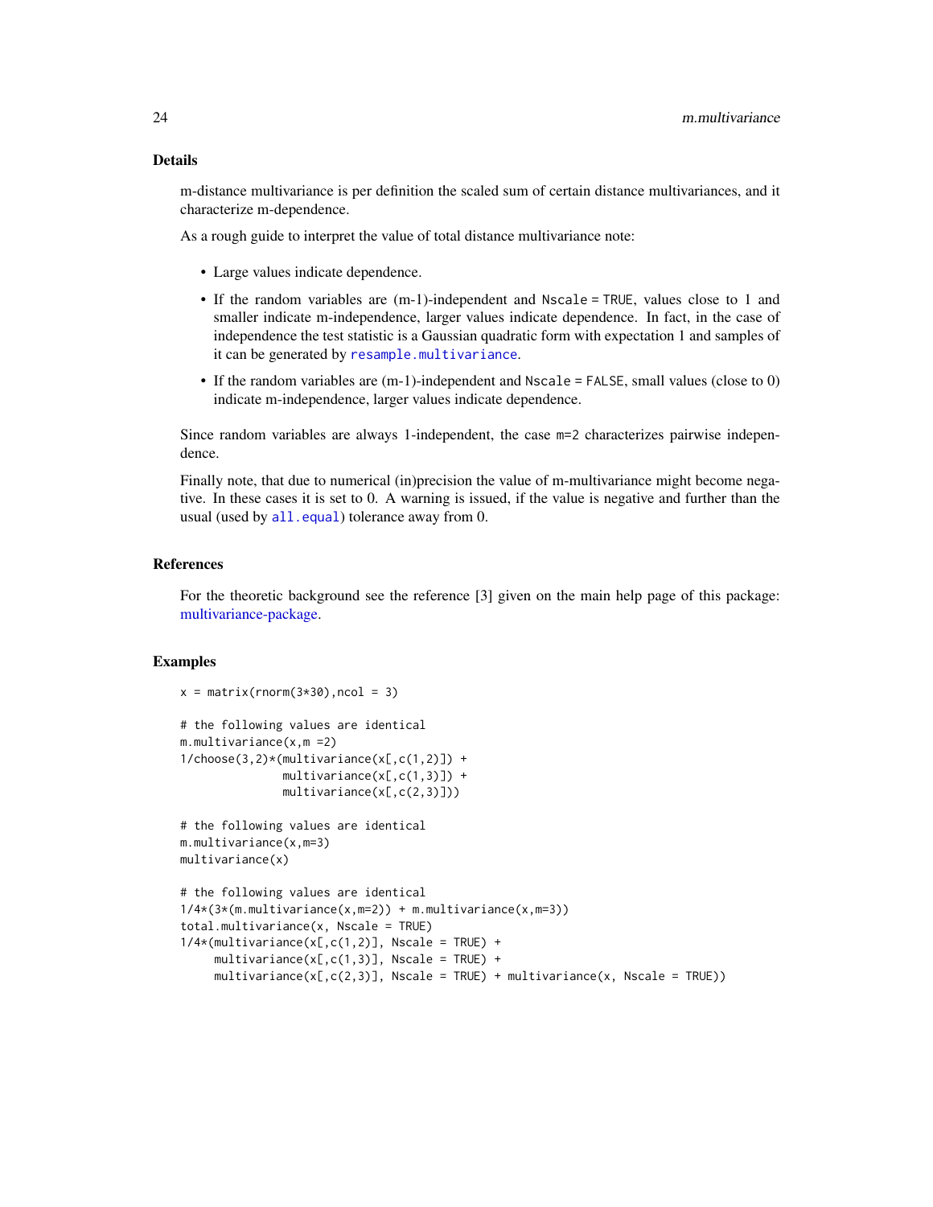### Details

m-distance multivariance is per definition the scaled sum of certain distance multivariances, and it characterize m-dependence.

As a rough guide to interpret the value of total distance multivariance note:

- Large values indicate dependence.
- If the random variables are (m-1)-independent and `Nscale = TRUE`, values close to 1 and smaller indicate m-independence, larger values indicate dependence. In fact, in the case of independence the test statistic is a Gaussian quadratic form with expectation 1 and samples of it can be generated by `resample.multivariance`.
- If the random variables are (m-1)-independent and `Nscale = FALSE`, small values (close to 0) indicate m-independence, larger values indicate dependence.

Since random variables are always 1-independent, the case `m=2` characterizes pairwise independence.

Finally note, that due to numerical (in)precision the value of m-multivariance might become negative. In these cases it is set to 0. A warning is issued, if the value is negative and further than the usual (used by `all.equal`) tolerance away from 0.

### References

For the theoretic background see the reference [3] given on the main help page of this package: multivariance-package.

### Examples

```
x = matrix(rnorm(3*30),ncol = 3)

# the following values are identical
m.multivariance(x,m =2)
1/choose(3,2)*(multivariance(x[,c(1,2)]) +
               multivariance(x[,c(1,3)]) +
               multivariance(x[,c(2,3)]))

# the following values are identical
m.multivariance(x,m=3)
multivariance(x)

# the following values are identical
1/4*(3*(m.multivariance(x,m=2)) + m.multivariance(x,m=3))
total.multivariance(x, Nscale = TRUE)
1/4*(multivariance(x[,c(1,2)], Nscale = TRUE) +
     multivariance(x[,c(1,3)], Nscale = TRUE) +
     multivariance(x[,c(2,3)], Nscale = TRUE) + multivariance(x, Nscale = TRUE))
```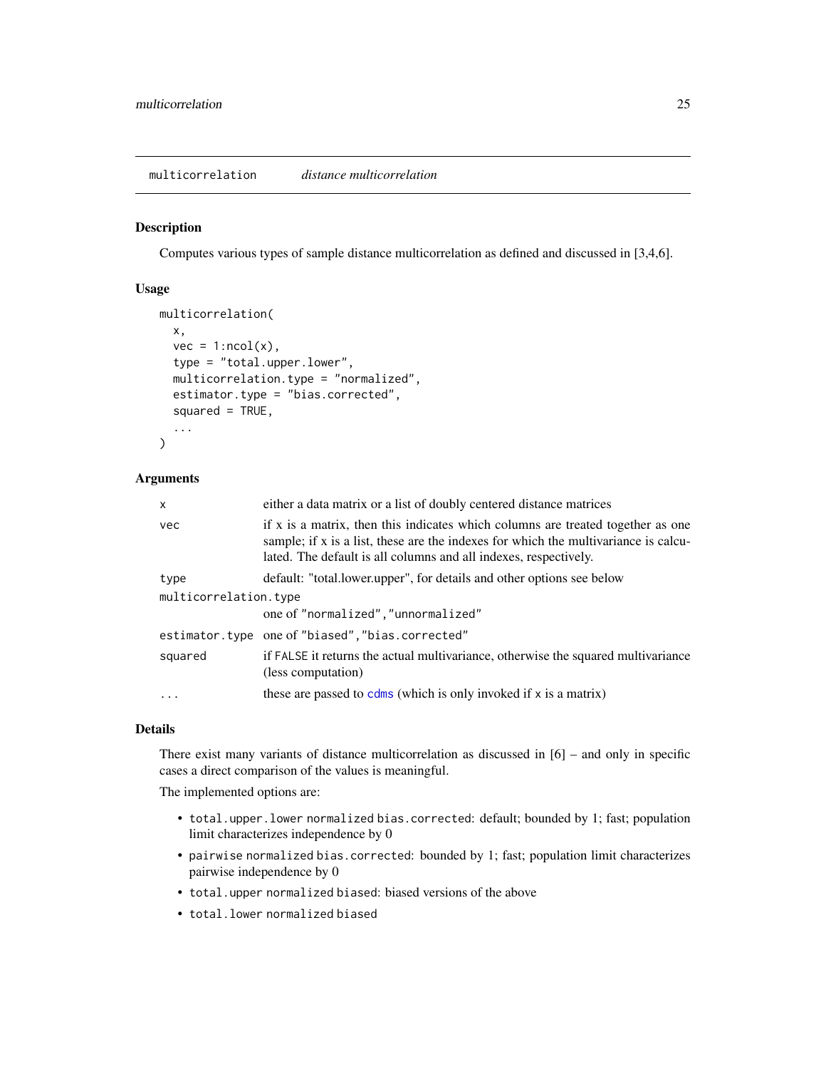## multicorrelation *distance multicorrelation*

### Description

Computes various types of sample distance multicorrelation as defined and discussed in [3,4,6].

### Usage

```
multicorrelation(
  x,
  vec = 1:ncol(x),
  type = "total.upper.lower",
  multicorrelation.type = "normalized",
  estimator.type = "bias.corrected",
  squared = TRUE,
  ...
)
```

### Arguments

| | |
|---|---|
| `x` | either a data matrix or a list of doubly centered distance matrices |
| `vec` | if x is a matrix, then this indicates which columns are treated together as one sample; if x is a list, these are the indexes for which the multivariance is calculated. The default is all columns and all indexes, respectively. |
| `type` | default: "total.lower.upper", for details and other options see below |
| `multicorrelation.type` | one of `"normalized"`,`"unnormalized"` |
| `estimator.type` | one of `"biased"`,`"bias.corrected"` |
| `squared` | if `FALSE` it returns the actual multivariance, otherwise the squared multivariance (less computation) |
| `...` | these are passed to `cdms` (which is only invoked if `x` is a matrix) |

### Details

There exist many variants of distance multicorrelation as discussed in [6] – and only in specific cases a direct comparison of the values is meaningful.

The implemented options are:

- `total.upper.lower` `normalized` `bias.corrected`: default; bounded by 1; fast; population limit characterizes independence by 0
- `pairwise` `normalized` `bias.corrected`: bounded by 1; fast; population limit characterizes pairwise independence by 0
- `total.upper` `normalized` `biased`: biased versions of the above
- `total.lower` `normalized` `biased`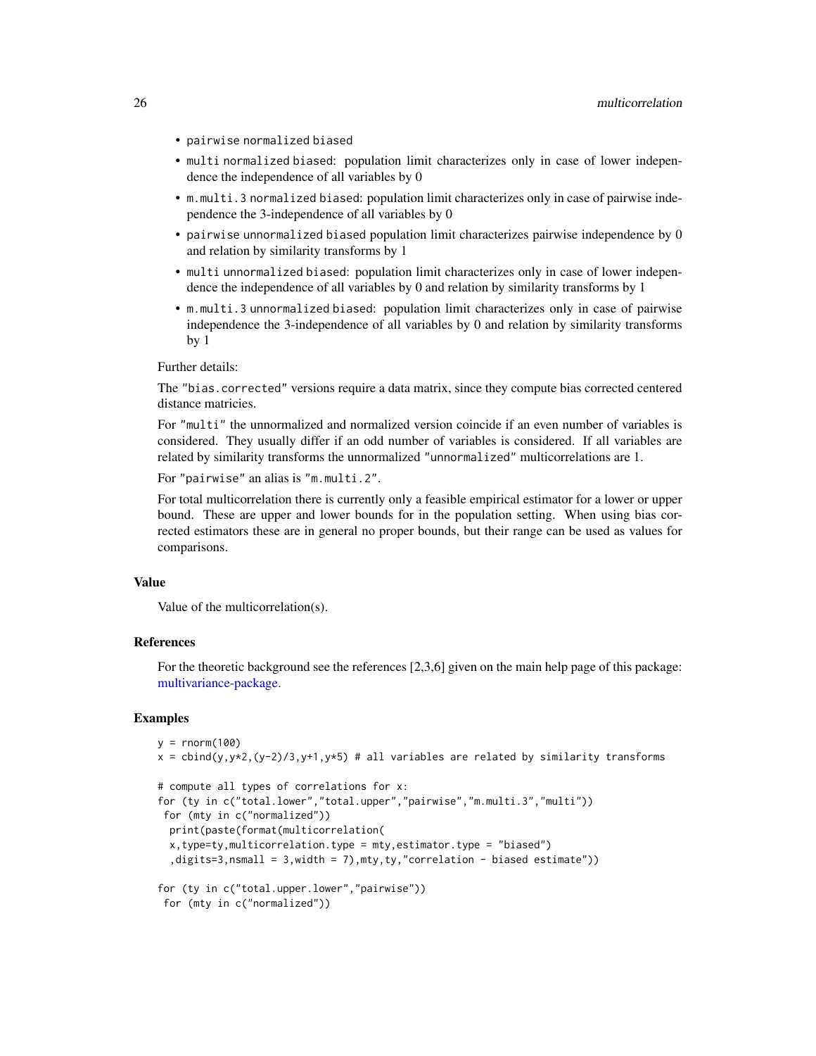- `pairwise` normalized `biased`
- `multi` normalized `biased`: population limit characterizes only in case of lower independence the independence of all variables by 0
- `m.multi.3` normalized `biased`: population limit characterizes only in case of pairwise independence the 3-independence of all variables by 0
- `pairwise` unnormalized `biased` population limit characterizes pairwise independence by 0 and relation by similarity transforms by 1
- `multi` unnormalized `biased`: population limit characterizes only in case of lower independence the independence of all variables by 0 and relation by similarity transforms by 1
- `m.multi.3` unnormalized `biased`: population limit characterizes only in case of pairwise independence the 3-independence of all variables by 0 and relation by similarity transforms by 1

Further details:

The `"bias.corrected"` versions require a data matrix, since they compute bias corrected centered distance matricies.

For `"multi"` the unnormalized and normalized version coincide if an even number of variables is considered. They usually differ if an odd number of variables is considered. If all variables are related by similarity transforms the unnormalized `"unnormalized"` multicorrelations are 1.

For `"pairwise"` an alias is `"m.multi.2"`.

For total multicorrelation there is currently only a feasible empirical estimator for a lower or upper bound. These are upper and lower bounds for in the population setting. When using bias corrected estimators these are in general no proper bounds, but their range can be used as values for comparisons.

### Value

Value of the multicorrelation(s).

### References

For the theoretic background see the references [2,3,6] given on the main help page of this package: multivariance-package.

### Examples

```
y = rnorm(100)
x = cbind(y,y*2,(y-2)/3,y+1,y*5) # all variables are related by similarity transforms

# compute all types of correlations for x:
for (ty in c("total.lower","total.upper","pairwise","m.multi.3","multi"))
 for (mty in c("normalized"))
  print(paste(format(multicorrelation(
  x,type=ty,multicorrelation.type = mty,estimator.type = "biased")
  ,digits=3,nsmall = 3,width = 7),mty,ty,"correlation - biased estimate"))

for (ty in c("total.upper.lower","pairwise"))
 for (mty in c("normalized"))
```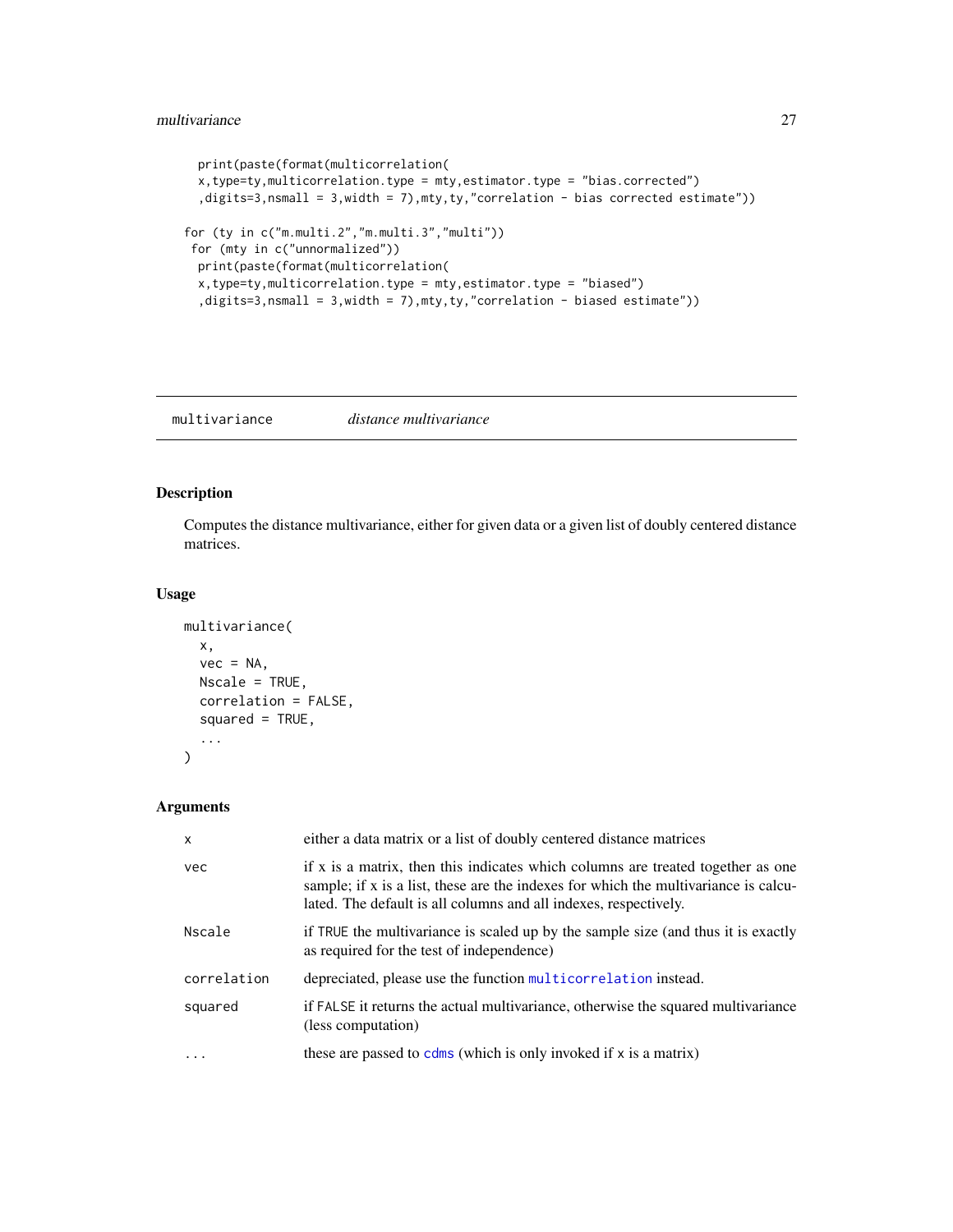```
  print(paste(format(multicorrelation(
  x,type=ty,multicorrelation.type = mty,estimator.type = "bias.corrected")
  ,digits=3,nsmall = 3,width = 7),mty,ty,"correlation - bias corrected estimate"))

for (ty in c("m.multi.2","m.multi.3","multi"))
 for (mty in c("unnormalized"))
  print(paste(format(multicorrelation(
  x,type=ty,multicorrelation.type = mty,estimator.type = "biased")
  ,digits=3,nsmall = 3,width = 7),mty,ty,"correlation - biased estimate"))
```

---

`multivariance` *distance multivariance*

---

## Description

Computes the distance multivariance, either for given data or a given list of doubly centered distance matrices.

## Usage

```
multivariance(
  x,
  vec = NA,
  Nscale = TRUE,
  correlation = FALSE,
  squared = TRUE,
  ...
)
```

## Arguments

| | |
|---|---|
| `x` | either a data matrix or a list of doubly centered distance matrices |
| `vec` | if x is a matrix, then this indicates which columns are treated together as one sample; if x is a list, these are the indexes for which the multivariance is calculated. The default is all columns and all indexes, respectively. |
| `Nscale` | if `TRUE` the multivariance is scaled up by the sample size (and thus it is exactly as required for the test of independence) |
| `correlation` | depreciated, please use the function `multicorrelation` instead. |
| `squared` | if `FALSE` it returns the actual multivariance, otherwise the squared multivariance (less computation) |
| `...` | these are passed to `cdms` (which is only invoked if `x` is a matrix) |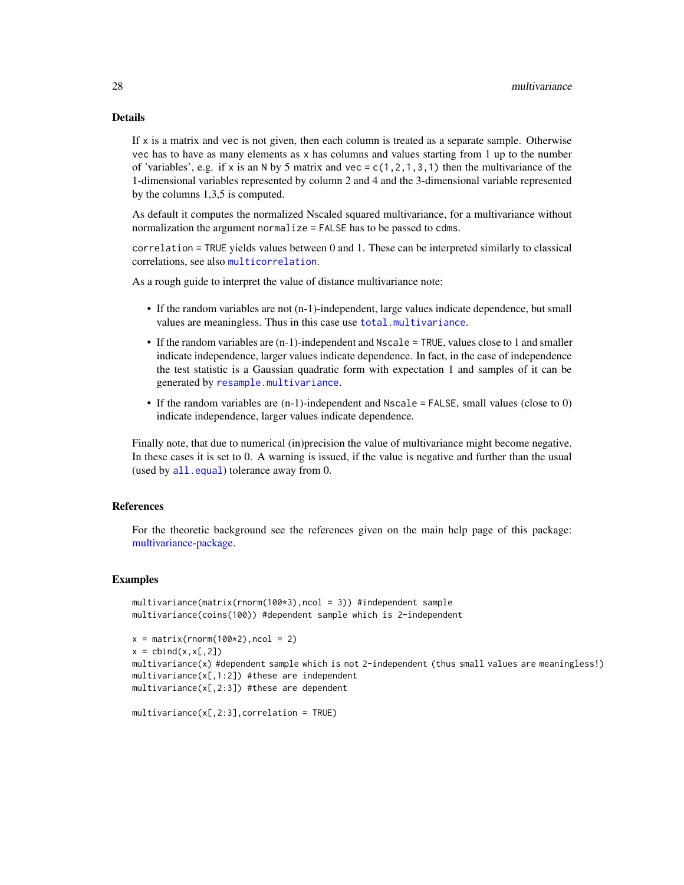## Details

If `x` is a matrix and `vec` is not given, then each column is treated as a separate sample. Otherwise `vec` has to have as many elements as `x` has columns and values starting from 1 up to the number of 'variables', e.g. if `x` is an `N` by 5 matrix and `vec = c(1,2,1,3,1)` then the multivariance of the 1-dimensional variables represented by column 2 and 4 and the 3-dimensional variable represented by the columns 1,3,5 is computed.

As default it computes the normalized Nscaled squared multivariance, for a multivariance without normalization the argument `normalize = FALSE` has to be passed to `cdms`.

`correlation = TRUE` yields values between 0 and 1. These can be interpreted similarly to classical correlations, see also `multicorrelation`.

As a rough guide to interpret the value of distance multivariance note:

- If the random variables are not (n-1)-independent, large values indicate dependence, but small values are meaningless. Thus in this case use `total.multivariance`.
- If the random variables are (n-1)-independent and `Nscale = TRUE`, values close to 1 and smaller indicate independence, larger values indicate dependence. In fact, in the case of independence the test statistic is a Gaussian quadratic form with expectation 1 and samples of it can be generated by `resample.multivariance`.
- If the random variables are (n-1)-independent and `Nscale = FALSE`, small values (close to 0) indicate independence, larger values indicate dependence.

Finally note, that due to numerical (in)precision the value of multivariance might become negative. In these cases it is set to 0. A warning is issued, if the value is negative and further than the usual (used by `all.equal`) tolerance away from 0.

## References

For the theoretic background see the references given on the main help page of this package: multivariance-package.

## Examples

```
multivariance(matrix(rnorm(100*3),ncol = 3)) #independent sample
multivariance(coins(100)) #dependent sample which is 2-independent

x = matrix(rnorm(100*2),ncol = 2)
x = cbind(x,x[,2])
multivariance(x) #dependent sample which is not 2-independent (thus small values are meaningless!)
multivariance(x[,1:2]) #these are independent
multivariance(x[,2:3]) #these are dependent

multivariance(x[,2:3],correlation = TRUE)
```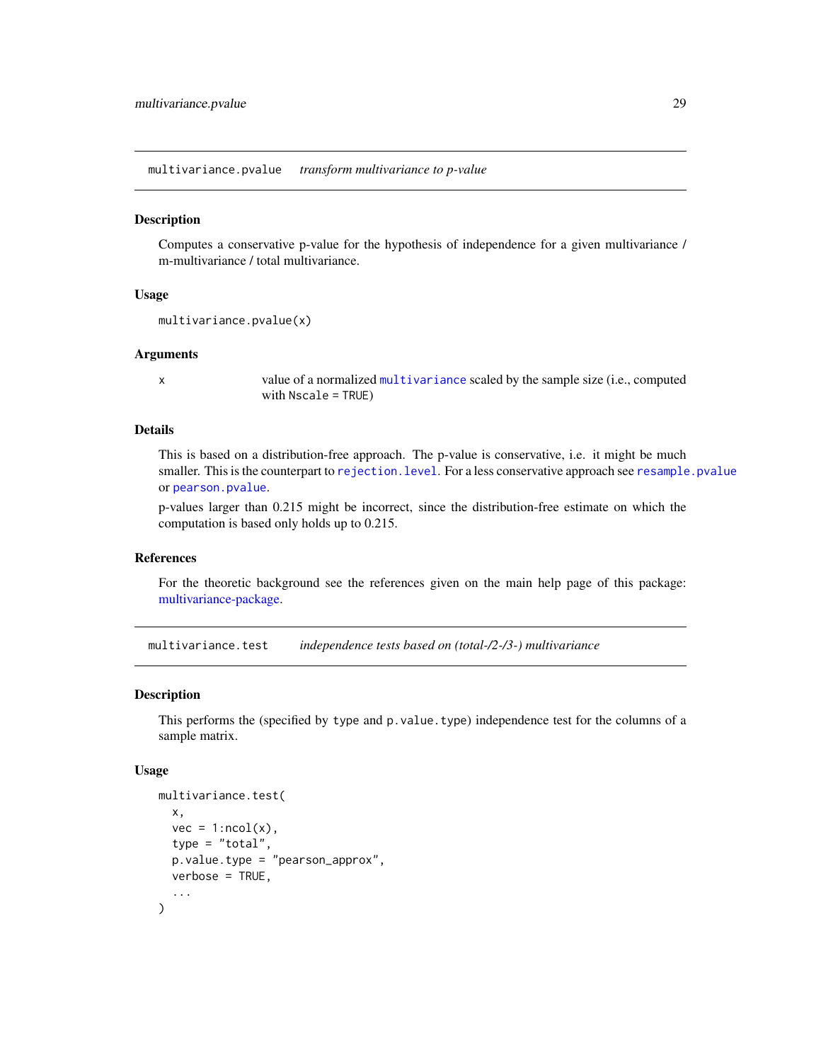## multivariance.pvalue    *transform multivariance to p-value*

### Description

Computes a conservative p-value for the hypothesis of independence for a given multivariance / m-multivariance / total multivariance.

### Usage

```
multivariance.pvalue(x)
```

### Arguments

| | |
|---|---|
| x | value of a normalized `multivariance` scaled by the sample size (i.e., computed with `Nscale = TRUE`) |

### Details

This is based on a distribution-free approach. The p-value is conservative, i.e. it might be much smaller. This is the counterpart to `rejection.level`. For a less conservative approach see `resample.pvalue` or `pearson.pvalue`.

p-values larger than 0.215 might be incorrect, since the distribution-free estimate on which the computation is based only holds up to 0.215.

### References

For the theoretic background see the references given on the main help page of this package: multivariance-package.

## multivariance.test    *independence tests based on (total-/2-/3-) multivariance*

### Description

This performs the (specified by `type` and `p.value.type`) independence test for the columns of a sample matrix.

### Usage

```
multivariance.test(
  x,
  vec = 1:ncol(x),
  type = "total",
  p.value.type = "pearson_approx",
  verbose = TRUE,
  ...
)
```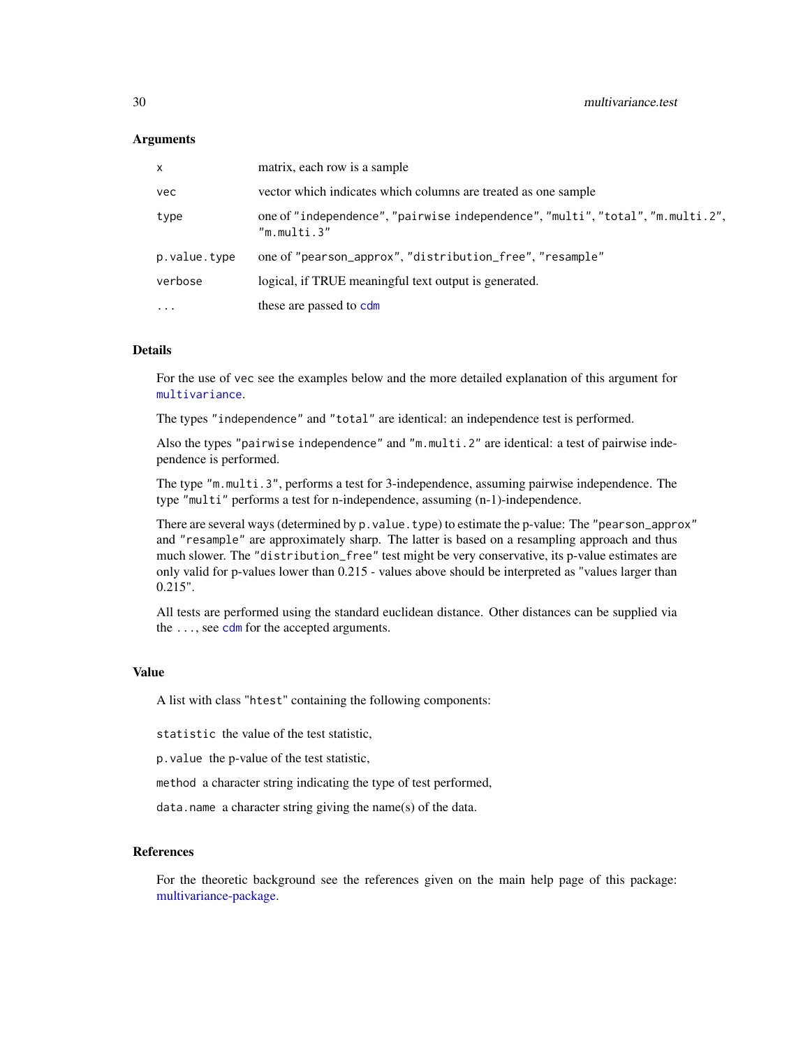### Arguments

| | |
|---|---|
| `x` | matrix, each row is a sample |
| `vec` | vector which indicates which columns are treated as one sample |
| `type` | one of `"independence"`, `"pairwise independence"`, `"multi"`, `"total"`, `"m.multi.2"`, `"m.multi.3"` |
| `p.value.type` | one of `"pearson_approx"`, `"distribution_free"`, `"resample"` |
| `verbose` | logical, if TRUE meaningful text output is generated. |
| `...` | these are passed to `cdm` |

### Details

For the use of `vec` see the examples below and the more detailed explanation of this argument for `multivariance`.

The types `"independence"` and `"total"` are identical: an independence test is performed.

Also the types `"pairwise independence"` and `"m.multi.2"` are identical: a test of pairwise independence is performed.

The type `"m.multi.3"`, performs a test for 3-independence, assuming pairwise independence. The type `"multi"` performs a test for n-independence, assuming (n-1)-independence.

There are several ways (determined by `p.value.type`) to estimate the p-value: The `"pearson_approx"` and `"resample"` are approximately sharp. The latter is based on a resampling approach and thus much slower. The `"distribution_free"` test might be very conservative, its p-value estimates are only valid for p-values lower than 0.215 - values above should be interpreted as "values larger than 0.215".

All tests are performed using the standard euclidean distance. Other distances can be supplied via the `...`, see `cdm` for the accepted arguments.

### Value

A list with class "`htest`" containing the following components:

`statistic` the value of the test statistic,

`p.value` the p-value of the test statistic,

`method` a character string indicating the type of test performed,

`data.name` a character string giving the name(s) of the data.

### References

For the theoretic background see the references given on the main help page of this package: multivariance-package.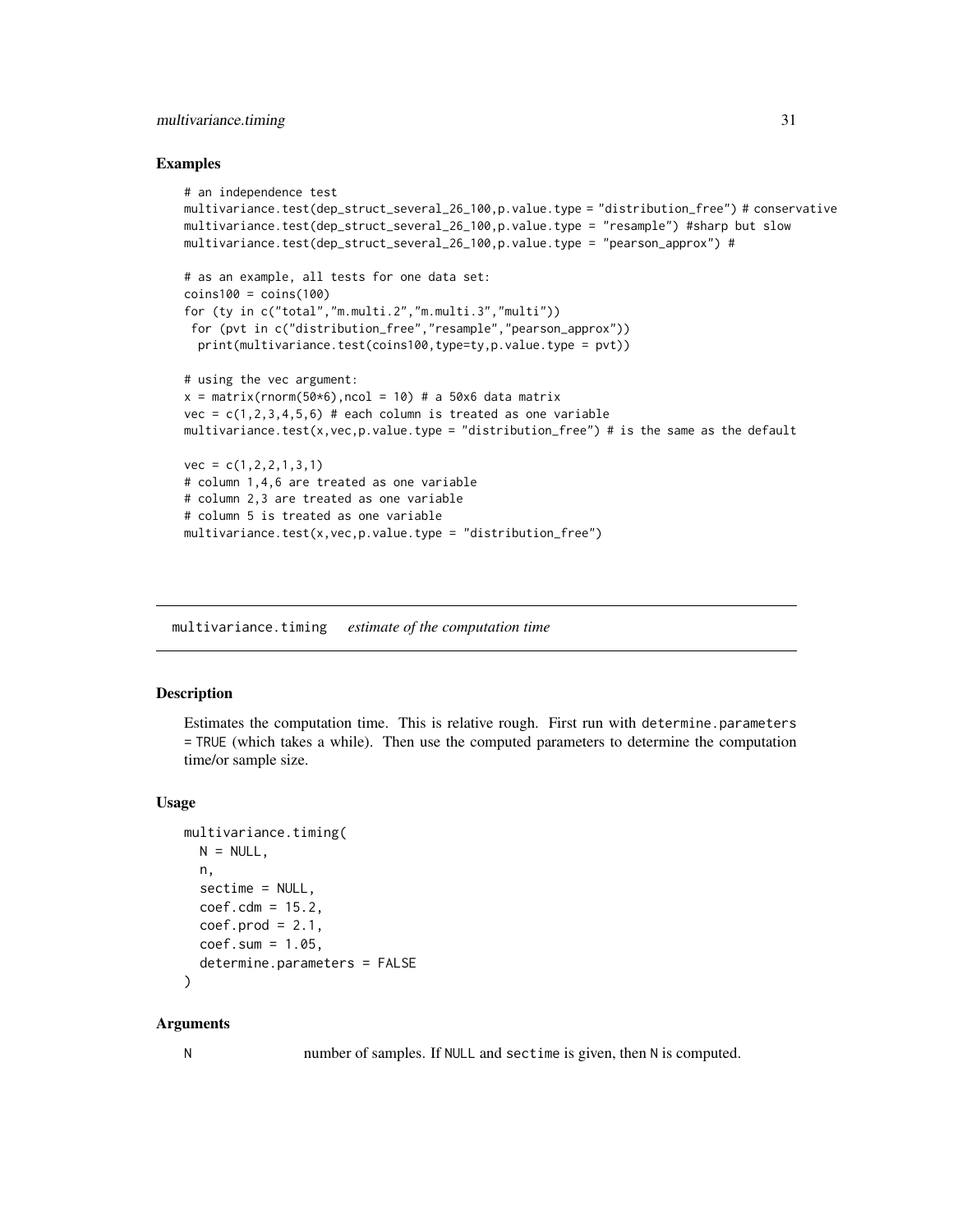### Examples

```
# an independence test
multivariance.test(dep_struct_several_26_100,p.value.type = "distribution_free") # conservative
multivariance.test(dep_struct_several_26_100,p.value.type = "resample") #sharp but slow
multivariance.test(dep_struct_several_26_100,p.value.type = "pearson_approx") #

# as an example, all tests for one data set:
coins100 = coins(100)
for (ty in c("total","m.multi.2","m.multi.3","multi"))
 for (pvt in c("distribution_free","resample","pearson_approx"))
  print(multivariance.test(coins100,type=ty,p.value.type = pvt))

# using the vec argument:
x = matrix(rnorm(50*6),ncol = 10) # a 50x6 data matrix
vec = c(1,2,3,4,5,6) # each column is treated as one variable
multivariance.test(x,vec,p.value.type = "distribution_free") # is the same as the default

vec = c(1,2,2,1,3,1)
# column 1,4,6 are treated as one variable
# column 2,3 are treated as one variable
# column 5 is treated as one variable
multivariance.test(x,vec,p.value.type = "distribution_free")
```

---

## multivariance.timing    *estimate of the computation time*

### Description

Estimates the computation time. This is relative rough. First run with `determine.parameters = TRUE` (which takes a while). Then use the computed parameters to determine the computation time/or sample size.

### Usage

```
multivariance.timing(
  N = NULL,
  n,
  sectime = NULL,
  coef.cdm = 15.2,
  coef.prod = 2.1,
  coef.sum = 1.05,
  determine.parameters = FALSE
)
```

### Arguments

`N` number of samples. If `NULL` and `sectime` is given, then `N` is computed.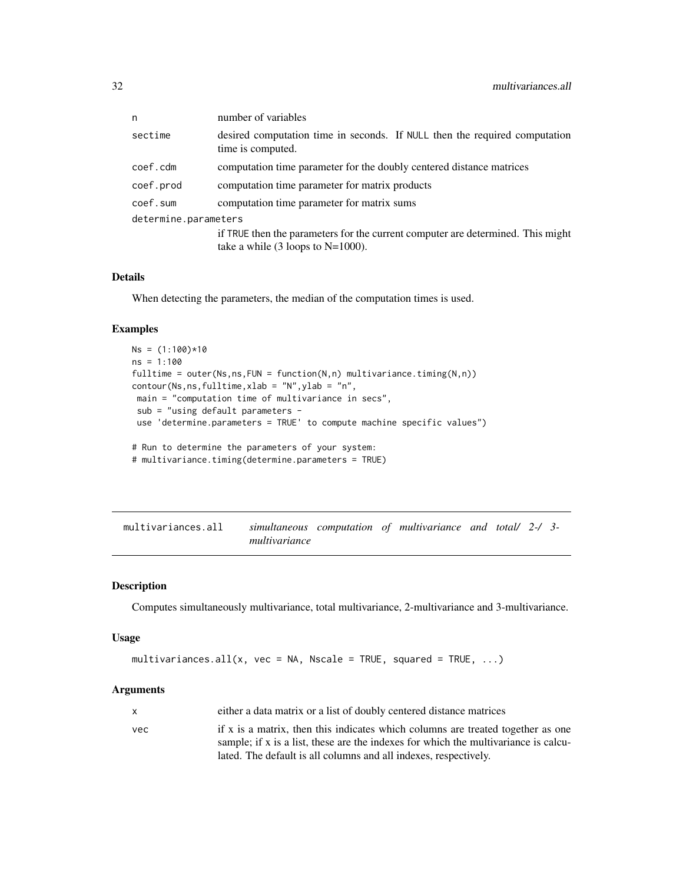| | |
|---|---|
| n | number of variables |
| sectime | desired computation time in seconds. If NULL then the required computation time is computed. |
| coef.cdm | computation time parameter for the doubly centered distance matrices |
| coef.prod | computation time parameter for matrix products |
| coef.sum | computation time parameter for matrix sums |
| determine.parameters | if TRUE then the parameters for the current computer are determined. This might take a while (3 loops to N=1000). |

### Details

When detecting the parameters, the median of the computation times is used.

### Examples

```
Ns = (1:100)*10
ns = 1:100
fulltime = outer(Ns,ns,FUN = function(N,n) multivariance.timing(N,n))
contour(Ns,ns,fulltime,xlab = "N",ylab = "n",
 main = "computation time of multivariance in secs",
 sub = "using default parameters -
 use 'determine.parameters = TRUE' to compute machine specific values")

# Run to determine the parameters of your system:
# multivariance.timing(determine.parameters = TRUE)
```

---

## multivariances.all    *simultaneous computation of multivariance and total/ 2-/ 3-multivariance*

### Description

Computes simultaneously multivariance, total multivariance, 2-multivariance and 3-multivariance.

### Usage

```
multivariances.all(x, vec = NA, Nscale = TRUE, squared = TRUE, ...)
```

### Arguments

| | |
|---|---|
| x | either a data matrix or a list of doubly centered distance matrices |
| vec | if x is a matrix, then this indicates which columns are treated together as one sample; if x is a list, these are the indexes for which the multivariance is calculated. The default is all columns and all indexes, respectively. |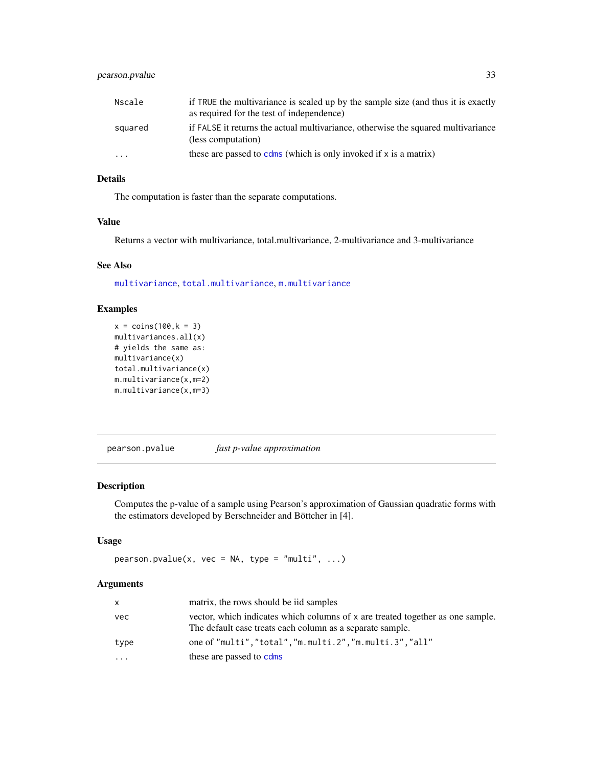| | |
|---|---|
| Nscale | if TRUE the multivariance is scaled up by the sample size (and thus it is exactly as required for the test of independence) |
| squared | if FALSE it returns the actual multivariance, otherwise the squared multivariance (less computation) |
| ... | these are passed to cdms (which is only invoked if x is a matrix) |

### Details

The computation is faster than the separate computations.

### Value

Returns a vector with multivariance, total.multivariance, 2-multivariance and 3-multivariance

### See Also

multivariance, total.multivariance, m.multivariance

### Examples

```
x = coins(100,k = 3)
multivariances.all(x)
# yields the same as:
multivariance(x)
total.multivariance(x)
m.multivariance(x,m=2)
m.multivariance(x,m=3)
```

---

## pearson.pvalue *fast p-value approximation*

---

### Description

Computes the p-value of a sample using Pearson's approximation of Gaussian quadratic forms with the estimators developed by Berschneider and Böttcher in [4].

### Usage

```
pearson.pvalue(x, vec = NA, type = "multi", ...)
```

### Arguments

| | |
|---|---|
| x | matrix, the rows should be iid samples |
| vec | vector, which indicates which columns of x are treated together as one sample. The default case treats each column as a separate sample. |
| type | one of "multi","total","m.multi.2","m.multi.3","all" |
| ... | these are passed to cdms |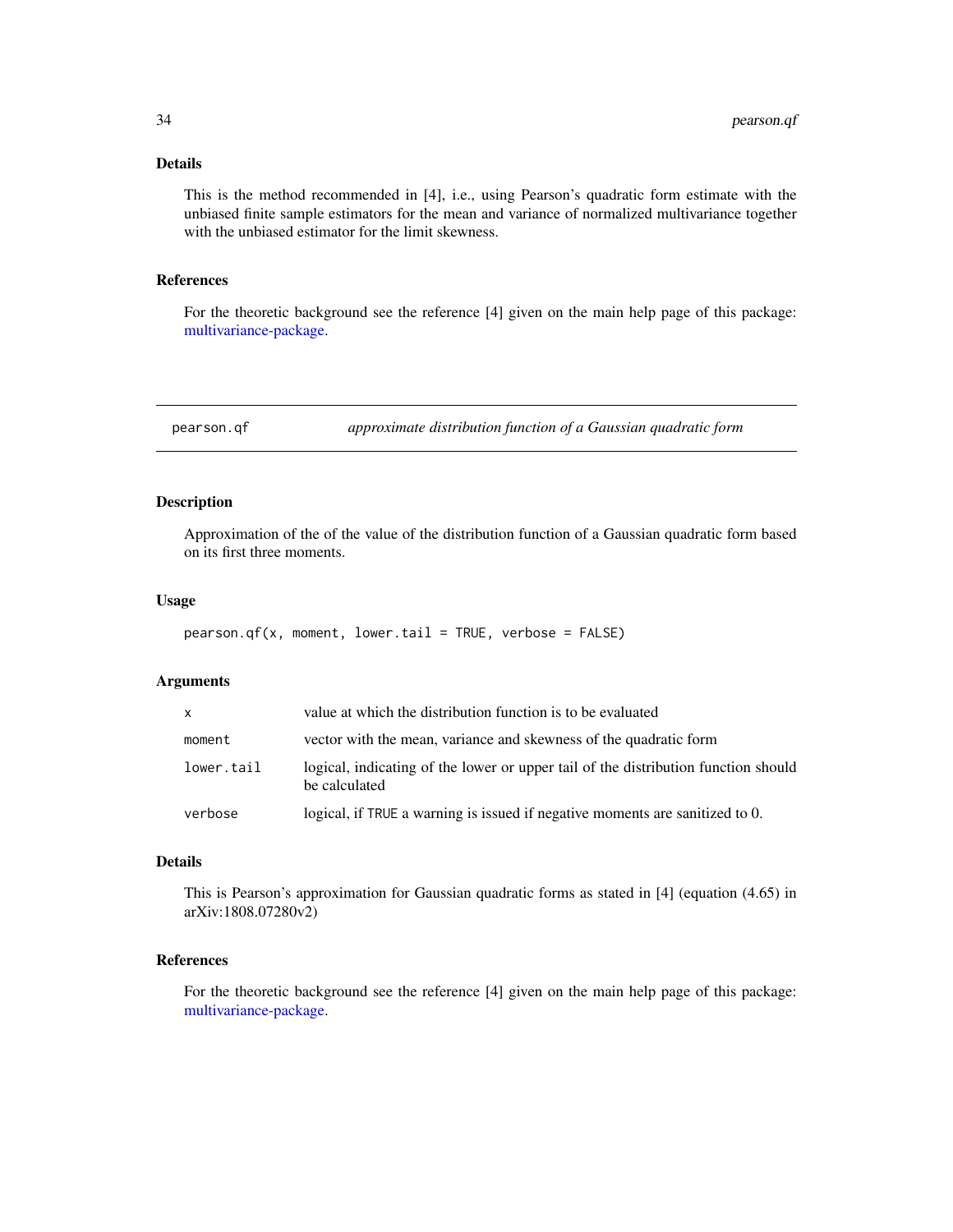### Details

This is the method recommended in [4], i.e., using Pearson's quadratic form estimate with the unbiased finite sample estimators for the mean and variance of normalized multivariance together with the unbiased estimator for the limit skewness.

### References

For the theoretic background see the reference [4] given on the main help page of this package: multivariance-package.

---

## pearson.qf — *approximate distribution function of a Gaussian quadratic form*

---

### Description

Approximation of the of the value of the distribution function of a Gaussian quadratic form based on its first three moments.

### Usage

```
pearson.qf(x, moment, lower.tail = TRUE, verbose = FALSE)
```

### Arguments

| | |
|---|---|
| `x` | value at which the distribution function is to be evaluated |
| `moment` | vector with the mean, variance and skewness of the quadratic form |
| `lower.tail` | logical, indicating of the lower or upper tail of the distribution function should be calculated |
| `verbose` | logical, if `TRUE` a warning is issued if negative moments are sanitized to 0. |

### Details

This is Pearson's approximation for Gaussian quadratic forms as stated in [4] (equation (4.65) in arXiv:1808.07280v2)

### References

For the theoretic background see the reference [4] given on the main help page of this package: multivariance-package.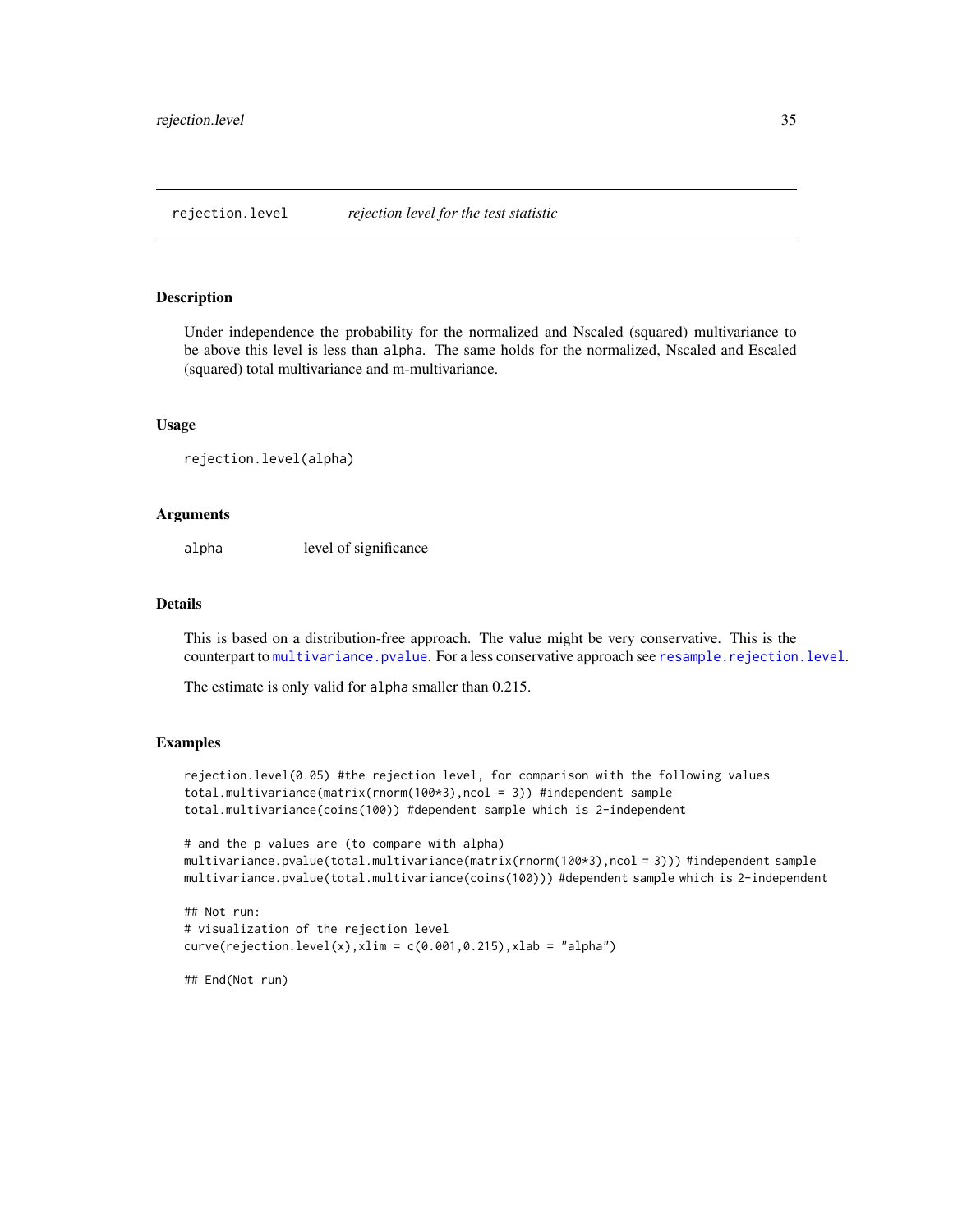## rejection.level — *rejection level for the test statistic*

### Description

Under independence the probability for the normalized and Nscaled (squared) multivariance to be above this level is less than `alpha`. The same holds for the normalized, Nscaled and Escaled (squared) total multivariance and m-multivariance.

### Usage

```
rejection.level(alpha)
```

### Arguments

| | |
|---|---|
| `alpha` | level of significance |

### Details

This is based on a distribution-free approach. The value might be very conservative. This is the counterpart to `multivariance.pvalue`. For a less conservative approach see `resample.rejection.level`.

The estimate is only valid for `alpha` smaller than 0.215.

### Examples

```
rejection.level(0.05) #the rejection level, for comparison with the following values
total.multivariance(matrix(rnorm(100*3),ncol = 3)) #independent sample
total.multivariance(coins(100)) #dependent sample which is 2-independent

# and the p values are (to compare with alpha)
multivariance.pvalue(total.multivariance(matrix(rnorm(100*3),ncol = 3))) #independent sample
multivariance.pvalue(total.multivariance(coins(100))) #dependent sample which is 2-independent

## Not run:
# visualization of the rejection level
curve(rejection.level(x),xlim = c(0.001,0.215),xlab = "alpha")

## End(Not run)
```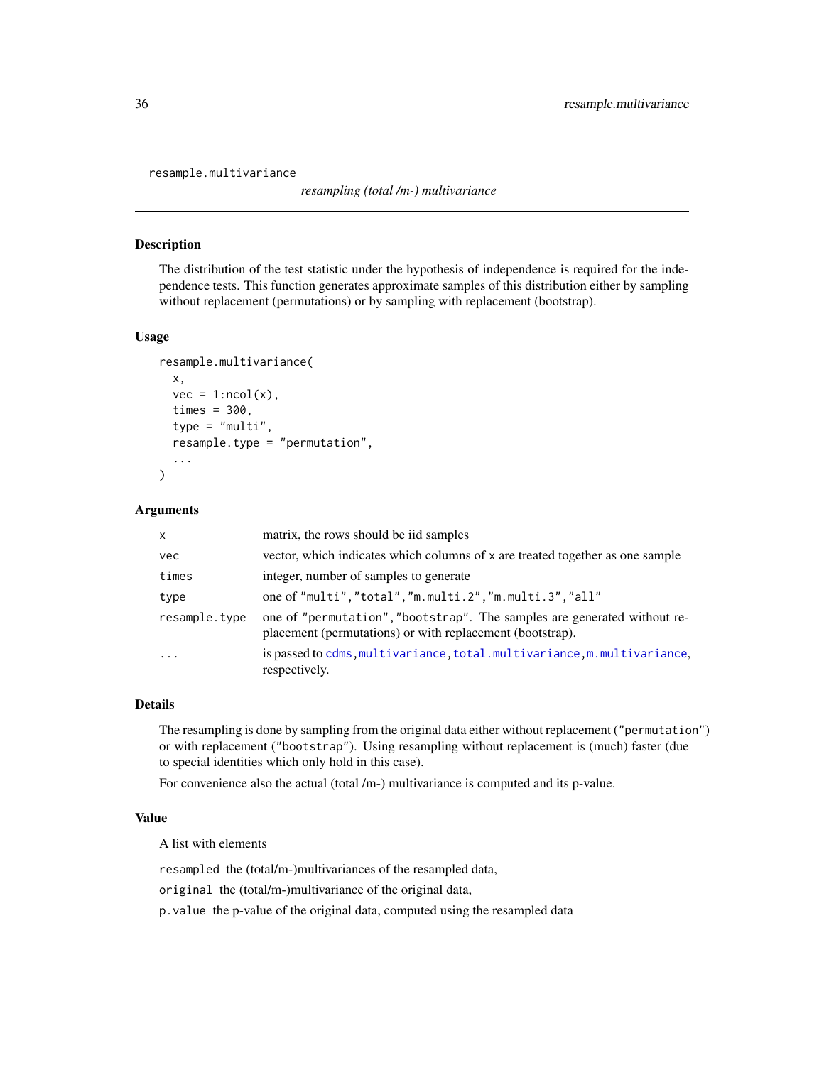```
resample.multivariance
```

*resampling (total /m-) multivariance*

## Description

The distribution of the test statistic under the hypothesis of independence is required for the independence tests. This function generates approximate samples of this distribution either by sampling without replacement (permutations) or by sampling with replacement (bootstrap).

## Usage

```
resample.multivariance(
  x,
  vec = 1:ncol(x),
  times = 300,
  type = "multi",
  resample.type = "permutation",
  ...
)
```

## Arguments

| | |
|---|---|
| `x` | matrix, the rows should be iid samples |
| `vec` | vector, which indicates which columns of `x` are treated together as one sample |
| `times` | integer, number of samples to generate |
| `type` | one of `"multi"`,`"total"`,`"m.multi.2"`,`"m.multi.3"`,`"all"` |
| `resample.type` | one of `"permutation"`,`"bootstrap"`. The samples are generated without replacement (permutations) or with replacement (bootstrap). |
| `...` | is passed to `cdms`,`multivariance`,`total.multivariance`,`m.multivariance`, respectively. |

## Details

The resampling is done by sampling from the original data either without replacement (`"permutation"`) or with replacement (`"bootstrap"`). Using resampling without replacement is (much) faster (due to special identities which only hold in this case).

For convenience also the actual (total /m-) multivariance is computed and its p-value.

## Value

A list with elements

`resampled` the (total/m-)multivariances of the resampled data,

`original` the (total/m-)multivariance of the original data,

`p.value` the p-value of the original data, computed using the resampled data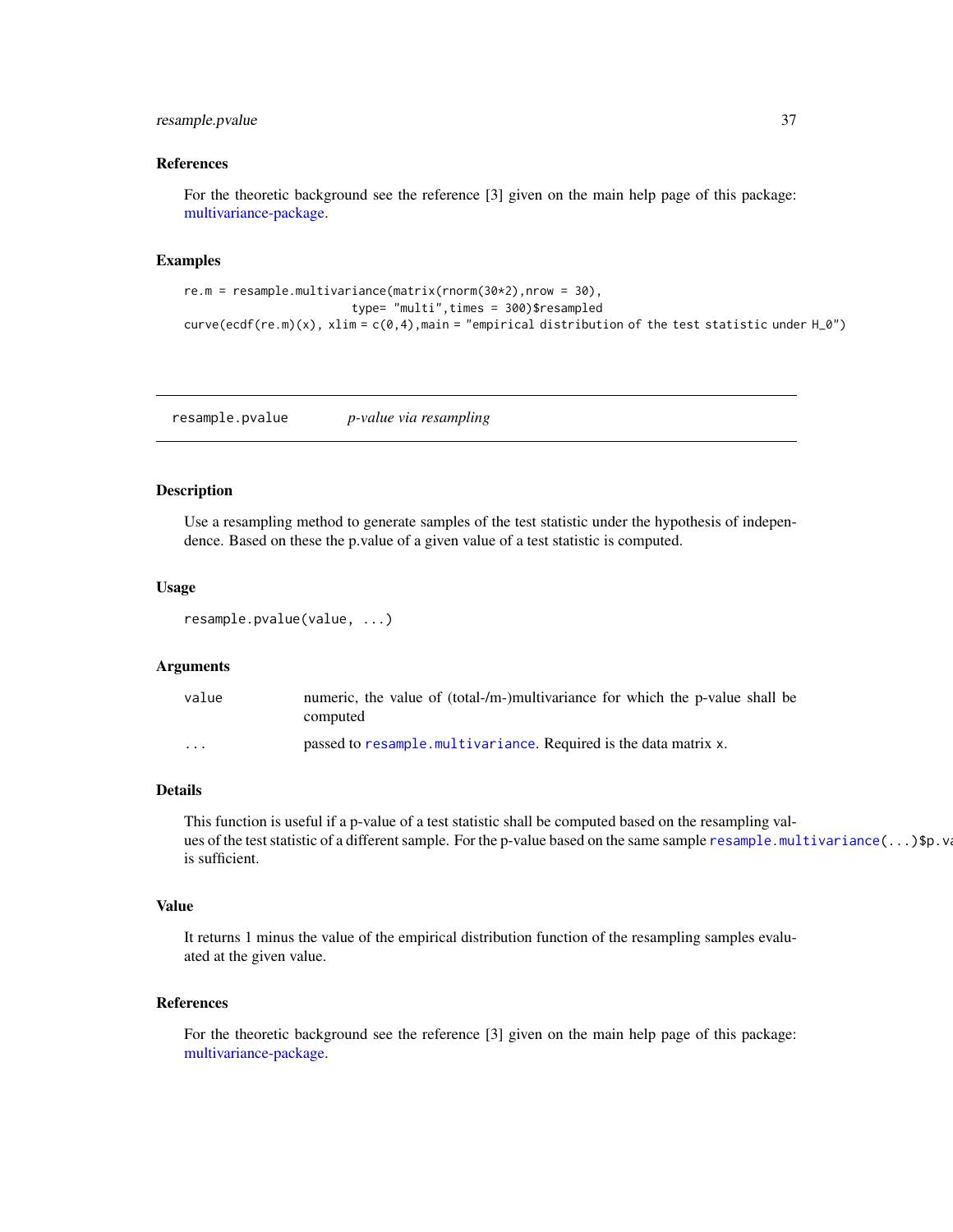### References

For the theoretic background see the reference [3] given on the main help page of this package: multivariance-package.

### Examples

```
re.m = resample.multivariance(matrix(rnorm(30*2),nrow = 30),
                        type= "multi",times = 300)$resampled
curve(ecdf(re.m)(x), xlim = c(0,4),main = "empirical distribution of the test statistic under H_0")
```

---

## resample.pvalue &nbsp;&nbsp;&nbsp;&nbsp; *p-value via resampling*

---

### Description

Use a resampling method to generate samples of the test statistic under the hypothesis of independence. Based on these the p.value of a given value of a test statistic is computed.

### Usage

```
resample.pvalue(value, ...)
```

### Arguments

| | |
|---|---|
| `value` | numeric, the value of (total-/m-)multivariance for which the p-value shall be computed |
| `...` | passed to `resample.multivariance`. Required is the data matrix `x`. |

### Details

This function is useful if a p-value of a test statistic shall be computed based on the resampling values of the test statistic of a different sample. For the p-value based on the same sample `resample.multivariance(...)$p.va` is sufficient.

### Value

It returns 1 minus the value of the empirical distribution function of the resampling samples evaluated at the given value.

### References

For the theoretic background see the reference [3] given on the main help page of this package: multivariance-package.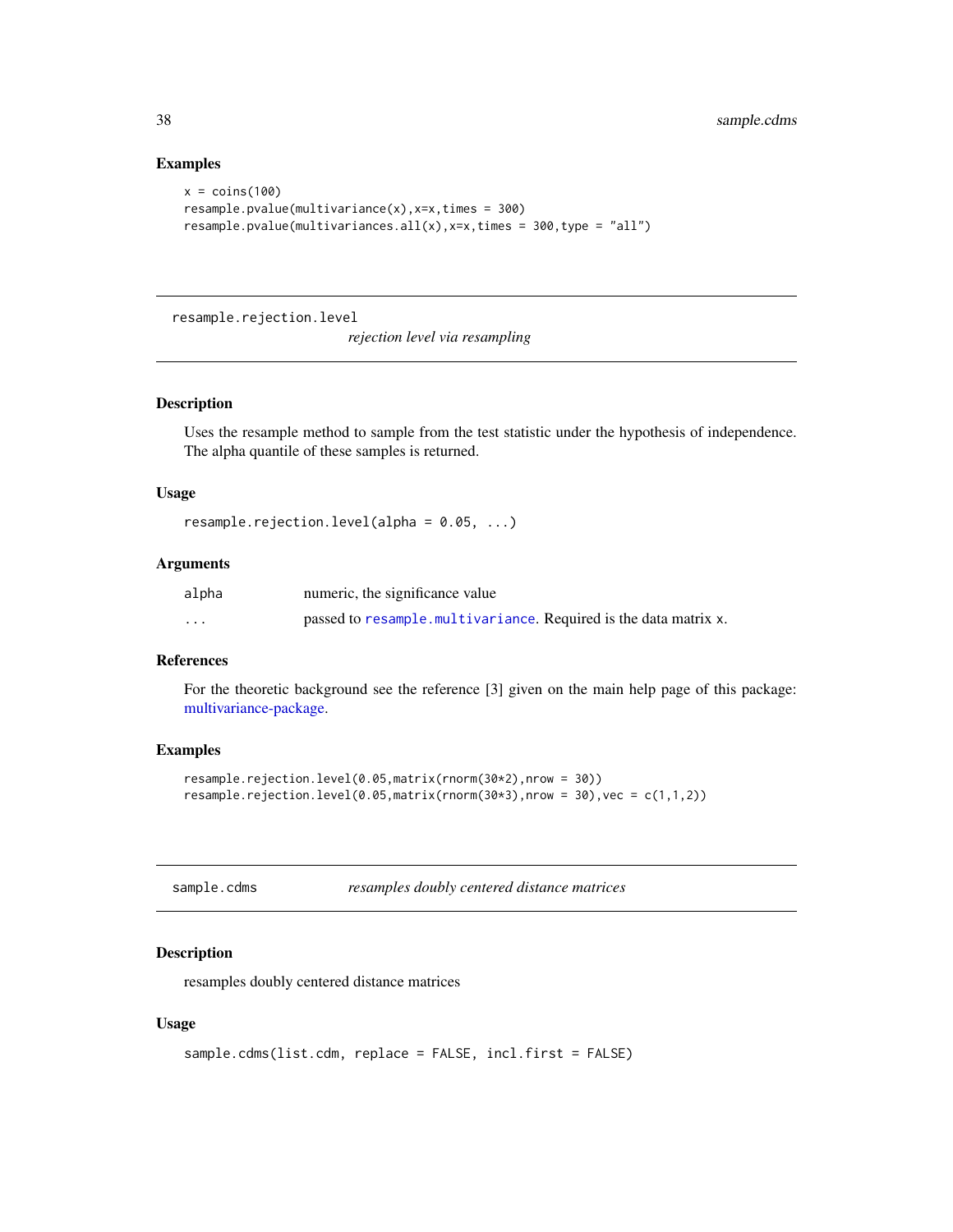### Examples

```
x = coins(100)
resample.pvalue(multivariance(x),x=x,times = 300)
resample.pvalue(multivariances.all(x),x=x,times = 300,type = "all")
```

---

## resample.rejection.level — *rejection level via resampling*

### Description

Uses the resample method to sample from the test statistic under the hypothesis of independence. The alpha quantile of these samples is returned.

### Usage

```
resample.rejection.level(alpha = 0.05, ...)
```

### Arguments

| | |
|---|---|
| `alpha` | numeric, the significance value |
| `...` | passed to `resample.multivariance`. Required is the data matrix `x`. |

### References

For the theoretic background see the reference [3] given on the main help page of this package: multivariance-package.

### Examples

```
resample.rejection.level(0.05,matrix(rnorm(30*2),nrow = 30))
resample.rejection.level(0.05,matrix(rnorm(30*3),nrow = 30),vec = c(1,1,2))
```

---

## sample.cdms — *resamples doubly centered distance matrices*

### Description

resamples doubly centered distance matrices

### Usage

```
sample.cdms(list.cdm, replace = FALSE, incl.first = FALSE)
```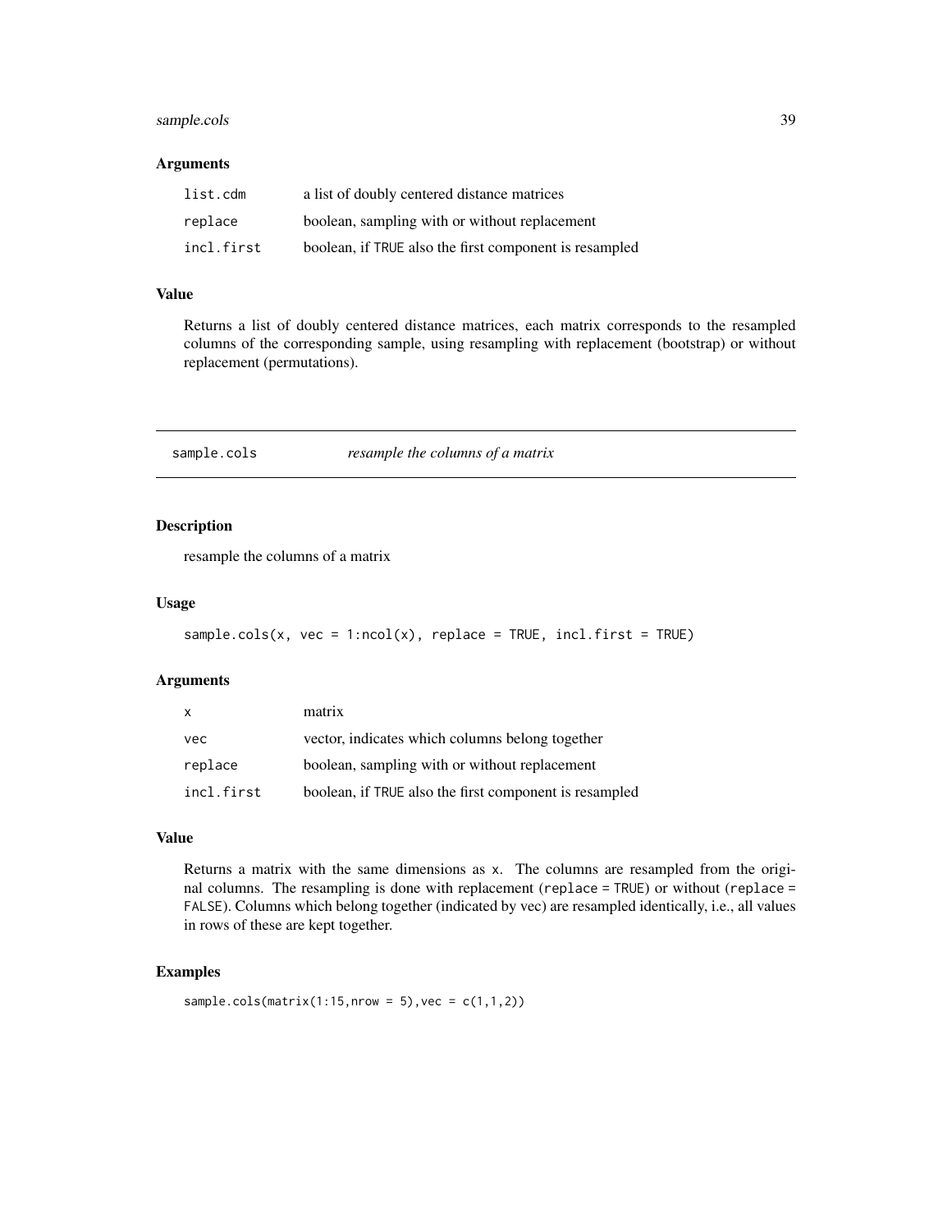### Arguments

| | |
|---|---|
| list.cdm | a list of doubly centered distance matrices |
| replace | boolean, sampling with or without replacement |
| incl.first | boolean, if TRUE also the first component is resampled |

### Value

Returns a list of doubly centered distance matrices, each matrix corresponds to the resampled columns of the corresponding sample, using resampling with replacement (bootstrap) or without replacement (permutations).

---

## sample.cols — *resample the columns of a matrix*

---

### Description

resample the columns of a matrix

### Usage

```
sample.cols(x, vec = 1:ncol(x), replace = TRUE, incl.first = TRUE)
```

### Arguments

| | |
|---|---|
| x | matrix |
| vec | vector, indicates which columns belong together |
| replace | boolean, sampling with or without replacement |
| incl.first | boolean, if TRUE also the first component is resampled |

### Value

Returns a matrix with the same dimensions as x. The columns are resampled from the original columns. The resampling is done with replacement (replace = TRUE) or without (replace = FALSE). Columns which belong together (indicated by vec) are resampled identically, i.e., all values in rows of these are kept together.

### Examples

```
sample.cols(matrix(1:15,nrow = 5),vec = c(1,1,2))
```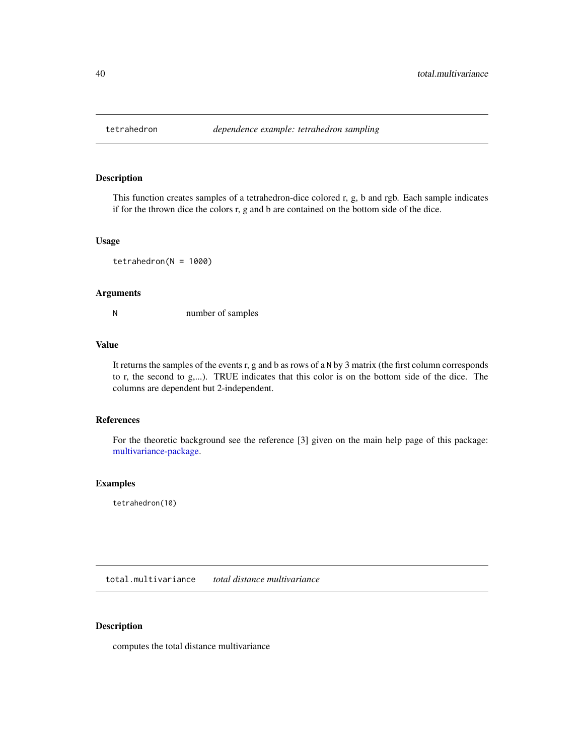## tetrahedron *dependence example: tetrahedron sampling*

### Description

This function creates samples of a tetrahedron-dice colored r, g, b and rgb. Each sample indicates if for the thrown dice the colors r, g and b are contained on the bottom side of the dice.

### Usage

```
tetrahedron(N = 1000)
```

### Arguments

| | |
|---|---|
| N | number of samples |

### Value

It returns the samples of the events r, g and b as rows of a `N` by 3 matrix (the first column corresponds to r, the second to g,...). TRUE indicates that this color is on the bottom side of the dice. The columns are dependent but 2-independent.

### References

For the theoretic background see the reference [3] given on the main help page of this package: multivariance-package.

### Examples

```
tetrahedron(10)
```

## total.multivariance *total distance multivariance*

### Description

computes the total distance multivariance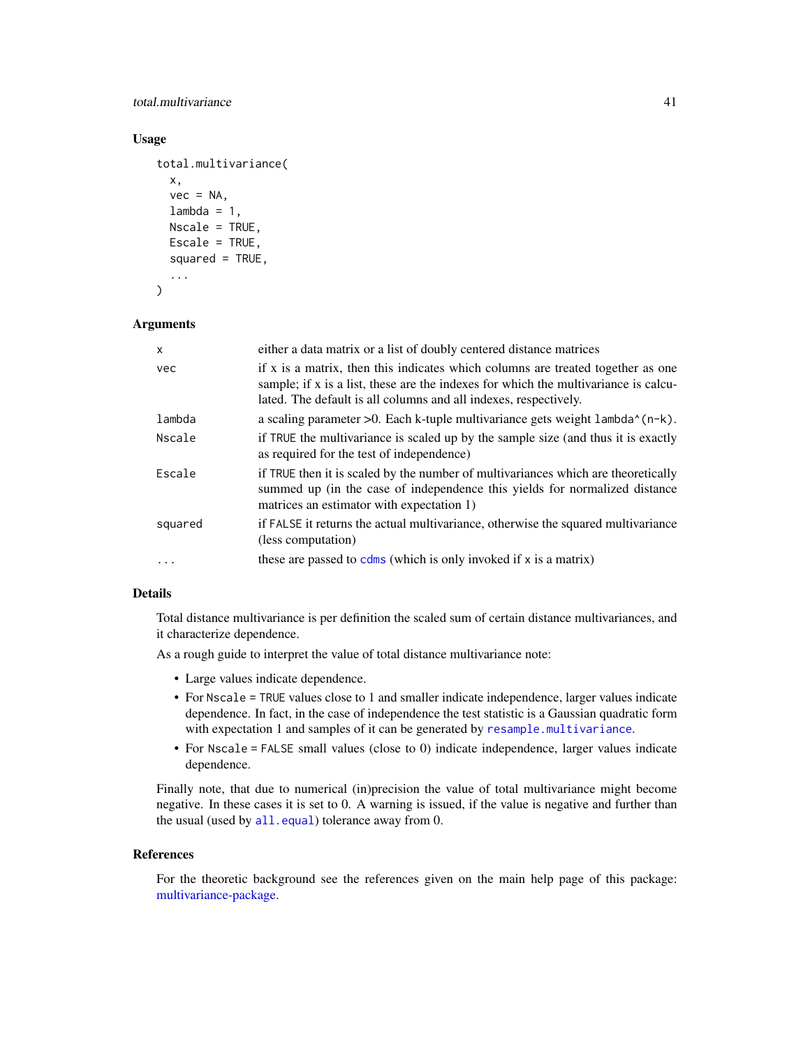### Usage

```
total.multivariance(
  x,
  vec = NA,
  lambda = 1,
  Nscale = TRUE,
  Escale = TRUE,
  squared = TRUE,
  ...
)
```

### Arguments

| | |
|---|---|
| `x` | either a data matrix or a list of doubly centered distance matrices |
| `vec` | if x is a matrix, then this indicates which columns are treated together as one sample; if x is a list, these are the indexes for which the multivariance is calculated. The default is all columns and all indexes, respectively. |
| `lambda` | a scaling parameter >0. Each k-tuple multivariance gets weight `lambda^(n-k)`. |
| `Nscale` | if `TRUE` the multivariance is scaled up by the sample size (and thus it is exactly as required for the test of independence) |
| `Escale` | if `TRUE` then it is scaled by the number of multivariances which are theoretically summed up (in the case of independence this yields for normalized distance matrices an estimator with expectation 1) |
| `squared` | if `FALSE` it returns the actual multivariance, otherwise the squared multivariance (less computation) |
| `...` | these are passed to `cdms` (which is only invoked if `x` is a matrix) |

### Details

Total distance multivariance is per definition the scaled sum of certain distance multivariances, and it characterize dependence.

As a rough guide to interpret the value of total distance multivariance note:

- Large values indicate dependence.
- For `Nscale = TRUE` values close to 1 and smaller indicate independence, larger values indicate dependence. In fact, in the case of independence the test statistic is a Gaussian quadratic form with expectation 1 and samples of it can be generated by `resample.multivariance`.
- For `Nscale = FALSE` small values (close to 0) indicate independence, larger values indicate dependence.

Finally note, that due to numerical (in)precision the value of total multivariance might become negative. In these cases it is set to 0. A warning is issued, if the value is negative and further than the usual (used by `all.equal`) tolerance away from 0.

### References

For the theoretic background see the references given on the main help page of this package: multivariance-package.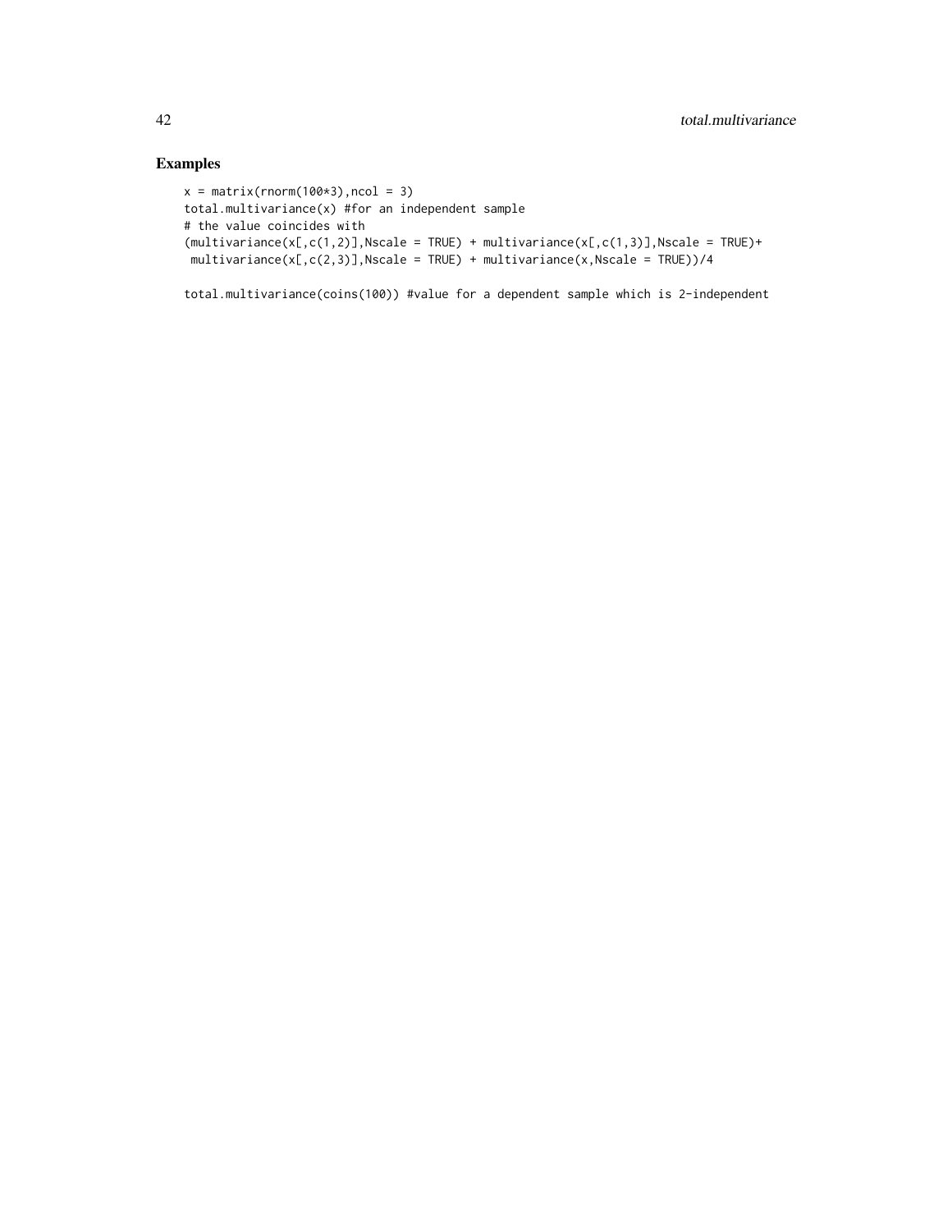## Examples

```
x = matrix(rnorm(100*3),ncol = 3)
total.multivariance(x) #for an independent sample
# the value coincides with
(multivariance(x[,c(1,2)],Nscale = TRUE) + multivariance(x[,c(1,3)],Nscale = TRUE)+
 multivariance(x[,c(2,3)],Nscale = TRUE) + multivariance(x,Nscale = TRUE))/4

total.multivariance(coins(100)) #value for a dependent sample which is 2-independent
```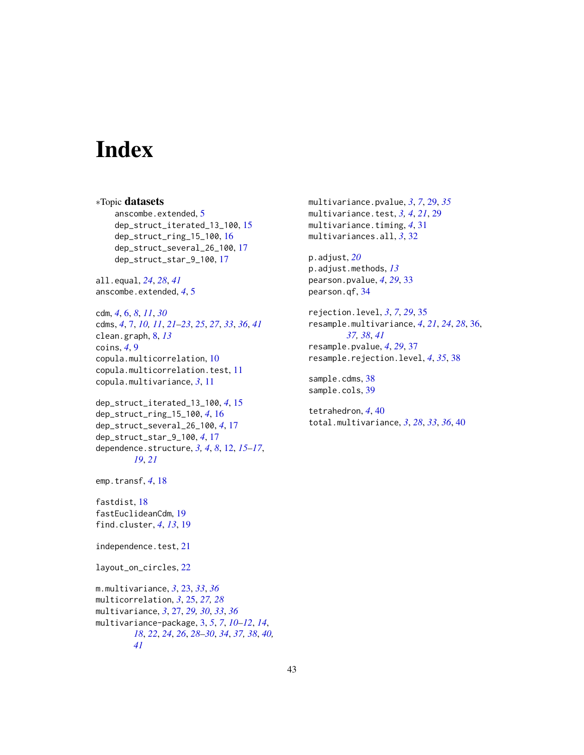# Index

∗Topic **datasets**

anscombe.extended, 5
dep_struct_iterated_13_100, 15
dep_struct_ring_15_100, 16
dep_struct_several_26_100, 17
dep_struct_star_9_100, 17

all.equal, *24*, *28*, *41*
anscombe.extended, *4*, 5

cdm, *4*, 6, *8*, *11*, *30*
cdms, *4*, 7, *10, 11*, *21–23*, *25*, *27*, *33*, *36*, *41*
clean.graph, 8, *13*
coins, *4*, 9
copula.multicorrelation, 10
copula.multicorrelation.test, 11
copula.multivariance, *3*, 11

dep_struct_iterated_13_100, *4*, 15
dep_struct_ring_15_100, *4*, 16
dep_struct_several_26_100, *4*, 17
dep_struct_star_9_100, *4*, 17
dependence.structure, *3, 4*, *8*, 12, *15–17*, *19*, *21*

emp.transf, *4*, 18

fastdist, 18
fastEuclideanCdm, 19
find.cluster, *4*, *13*, 19

independence.test, 21

layout_on_circles, 22

m.multivariance, *3*, 23, *33*, *36*
multicorrelation, *3*, 25, *27, 28*
multivariance, *3*, 27, *29, 30*, *33*, *36*
multivariance-package, 3, *5*, *7*, *10–12*, *14*, *18*, *22*, *24*, *26*, *28–30*, *34*, *37, 38*, *40, 41*
multivariance.pvalue, *3*, *7*, 29, *35*
multivariance.test, *3, 4*, *21*, 29
multivariance.timing, *4*, 31
multivariances.all, *3*, 32

p.adjust, *20*
p.adjust.methods, *13*
pearson.pvalue, *4*, *29*, 33
pearson.qf, 34

rejection.level, *3*, *7*, *29*, 35
resample.multivariance, *4*, *21*, *24*, *28*, 36, *37, 38*, *41*
resample.pvalue, *4*, *29*, 37
resample.rejection.level, *4*, *35*, 38

sample.cdms, 38
sample.cols, 39

tetrahedron, *4*, 40
total.multivariance, *3*, *28*, *33*, *36*, 40